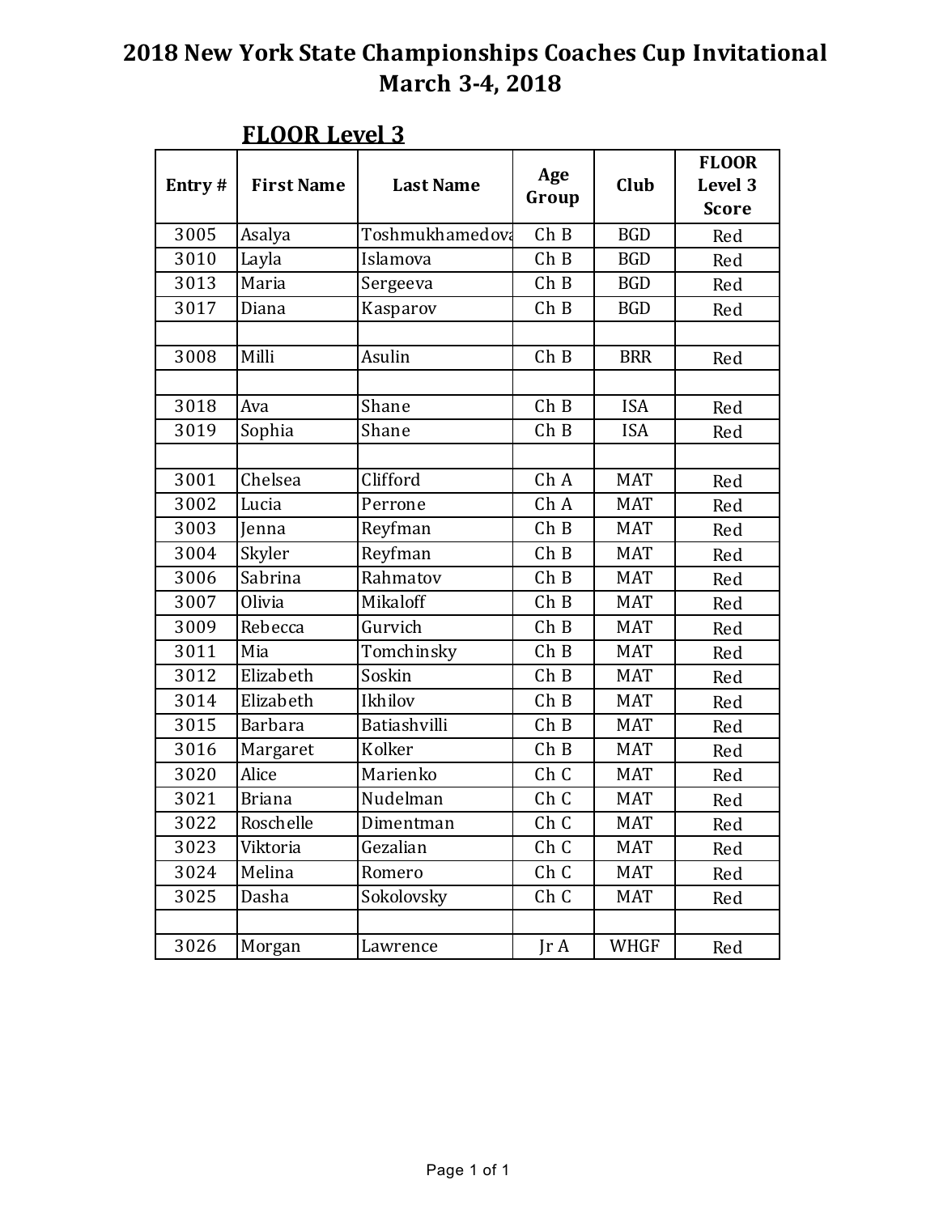# 2018 New York State Championships Coaches Cup Invitational
## March 3-4, 2018

### FLOOR Level 3

| Entry # | First Name | Last Name | Age Group | Club | FLOOR Level 3 Score |
|---|---|---|---|---|---|
| 3005 | Asalya | Toshmukhamedova | Ch B | BGD | Red |
| 3010 | Layla | Islamova | Ch B | BGD | Red |
| 3013 | Maria | Sergeeva | Ch B | BGD | Red |
| 3017 | Diana | Kasparov | Ch B | BGD | Red |
| | | | | | |
| 3008 | Milli | Asulin | Ch B | BRR | Red |
| | | | | | |
| 3018 | Ava | Shane | Ch B | ISA | Red |
| 3019 | Sophia | Shane | Ch B | ISA | Red |
| | | | | | |
| 3001 | Chelsea | Clifford | Ch A | MAT | Red |
| 3002 | Lucia | Perrone | Ch A | MAT | Red |
| 3003 | Jenna | Reyfman | Ch B | MAT | Red |
| 3004 | Skyler | Reyfman | Ch B | MAT | Red |
| 3006 | Sabrina | Rahmatov | Ch B | MAT | Red |
| 3007 | Olivia | Mikaloff | Ch B | MAT | Red |
| 3009 | Rebecca | Gurvich | Ch B | MAT | Red |
| 3011 | Mia | Tomchinsky | Ch B | MAT | Red |
| 3012 | Elizabeth | Soskin | Ch B | MAT | Red |
| 3014 | Elizabeth | Ikhilov | Ch B | MAT | Red |
| 3015 | Barbara | Batiashvilli | Ch B | MAT | Red |
| 3016 | Margaret | Kolker | Ch B | MAT | Red |
| 3020 | Alice | Marienko | Ch C | MAT | Red |
| 3021 | Briana | Nudelman | Ch C | MAT | Red |
| 3022 | Roschelle | Dimentman | Ch C | MAT | Red |
| 3023 | Viktoria | Gezalian | Ch C | MAT | Red |
| 3024 | Melina | Romero | Ch C | MAT | Red |
| 3025 | Dasha | Sokolovsky | Ch C | MAT | Red |
| | | | | | |
| 3026 | Morgan | Lawrence | Jr A | WHGF | Red |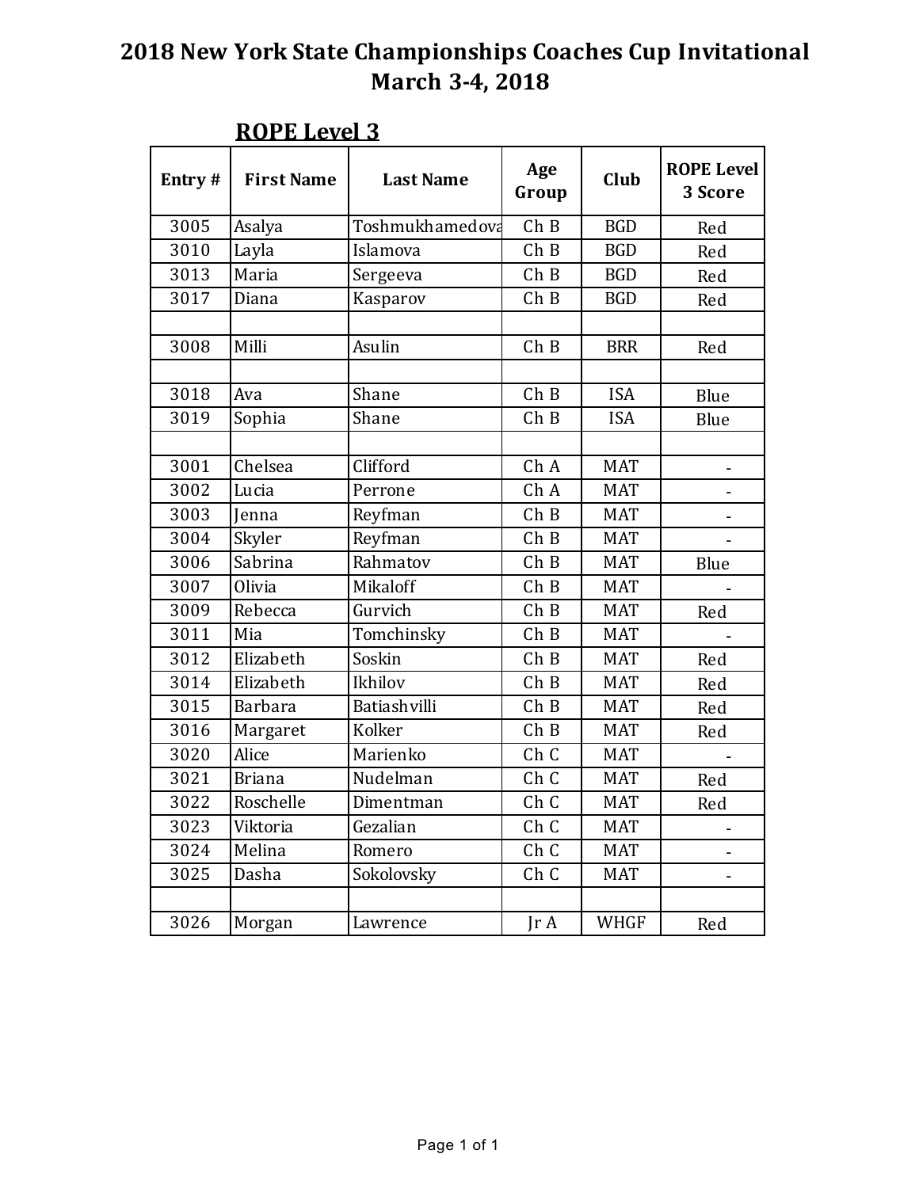# 2018 New York State Championships Coaches Cup Invitational
# March 3-4, 2018

## ROPE Level 3

| Entry # | First Name | Last Name | Age Group | Club | ROPE Level 3 Score |
|---|---|---|---|---|---|
| 3005 | Asalya | Toshmukhamedova | Ch B | BGD | Red |
| 3010 | Layla | Islamova | Ch B | BGD | Red |
| 3013 | Maria | Sergeeva | Ch B | BGD | Red |
| 3017 | Diana | Kasparov | Ch B | BGD | Red |
| | | | | | |
| 3008 | Milli | Asulin | Ch B | BRR | Red |
| | | | | | |
| 3018 | Ava | Shane | Ch B | ISA | Blue |
| 3019 | Sophia | Shane | Ch B | ISA | Blue |
| | | | | | |
| 3001 | Chelsea | Clifford | Ch A | MAT | - |
| 3002 | Lucia | Perrone | Ch A | MAT | - |
| 3003 | Jenna | Reyfman | Ch B | MAT | - |
| 3004 | Skyler | Reyfman | Ch B | MAT | - |
| 3006 | Sabrina | Rahmatov | Ch B | MAT | Blue |
| 3007 | Olivia | Mikaloff | Ch B | MAT | - |
| 3009 | Rebecca | Gurvich | Ch B | MAT | Red |
| 3011 | Mia | Tomchinsky | Ch B | MAT | - |
| 3012 | Elizabeth | Soskin | Ch B | MAT | Red |
| 3014 | Elizabeth | Ikhilov | Ch B | MAT | Red |
| 3015 | Barbara | Batiashvilli | Ch B | MAT | Red |
| 3016 | Margaret | Kolker | Ch B | MAT | Red |
| 3020 | Alice | Marienko | Ch C | MAT | - |
| 3021 | Briana | Nudelman | Ch C | MAT | Red |
| 3022 | Roschelle | Dimentman | Ch C | MAT | Red |
| 3023 | Viktoria | Gezalian | Ch C | MAT | - |
| 3024 | Melina | Romero | Ch C | MAT | - |
| 3025 | Dasha | Sokolovsky | Ch C | MAT | - |
| | | | | | |
| 3026 | Morgan | Lawrence | Jr A | WHGF | Red |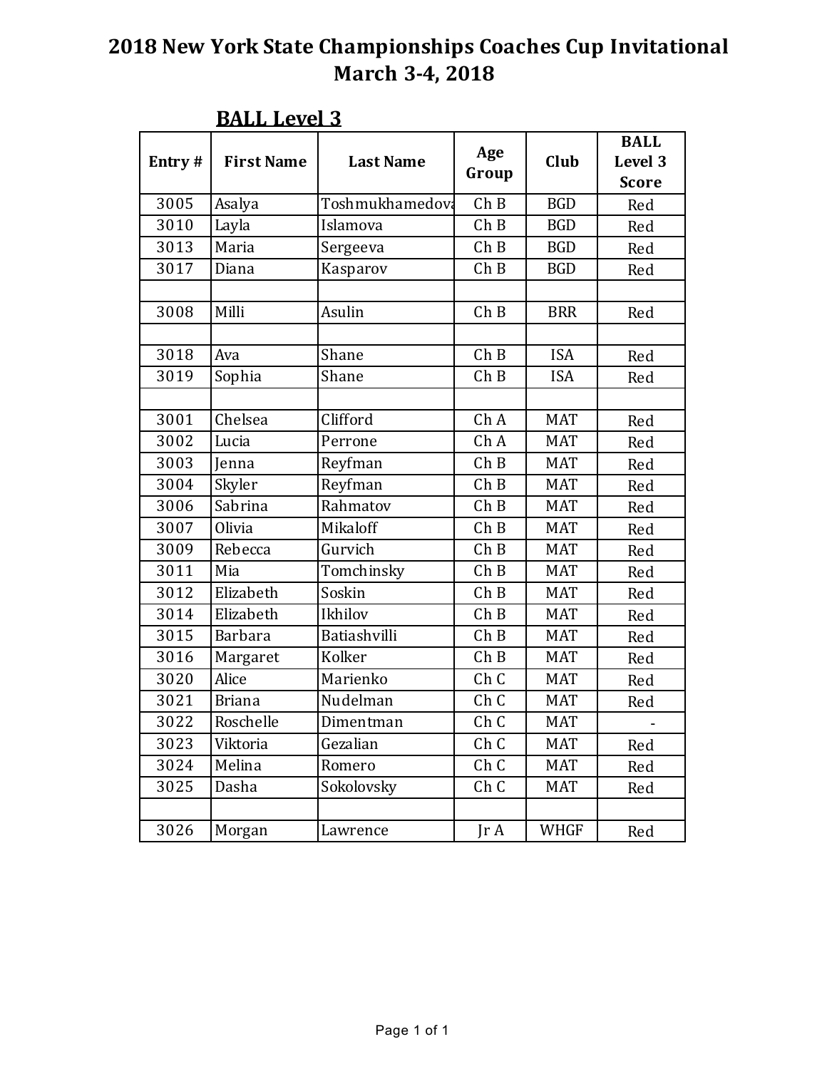# 2018 New York State Championships Coaches Cup Invitational
## March 3-4, 2018

### BALL Level 3

| Entry # | First Name | Last Name | Age Group | Club | BALL Level 3 Score |
|---|---|---|---|---|---|
| 3005 | Asalya | Toshmukhamedova | Ch B | BGD | Red |
| 3010 | Layla | Islamova | Ch B | BGD | Red |
| 3013 | Maria | Sergeeva | Ch B | BGD | Red |
| 3017 | Diana | Kasparov | Ch B | BGD | Red |
| | | | | | |
| 3008 | Milli | Asulin | Ch B | BRR | Red |
| | | | | | |
| 3018 | Ava | Shane | Ch B | ISA | Red |
| 3019 | Sophia | Shane | Ch B | ISA | Red |
| | | | | | |
| 3001 | Chelsea | Clifford | Ch A | MAT | Red |
| 3002 | Lucia | Perrone | Ch A | MAT | Red |
| 3003 | Jenna | Reyfman | Ch B | MAT | Red |
| 3004 | Skyler | Reyfman | Ch B | MAT | Red |
| 3006 | Sabrina | Rahmatov | Ch B | MAT | Red |
| 3007 | Olivia | Mikaloff | Ch B | MAT | Red |
| 3009 | Rebecca | Gurvich | Ch B | MAT | Red |
| 3011 | Mia | Tomchinsky | Ch B | MAT | Red |
| 3012 | Elizabeth | Soskin | Ch B | MAT | Red |
| 3014 | Elizabeth | Ikhilov | Ch B | MAT | Red |
| 3015 | Barbara | Batiashvilli | Ch B | MAT | Red |
| 3016 | Margaret | Kolker | Ch B | MAT | Red |
| 3020 | Alice | Marienko | Ch C | MAT | Red |
| 3021 | Briana | Nudelman | Ch C | MAT | Red |
| 3022 | Roschelle | Dimentman | Ch C | MAT | - |
| 3023 | Viktoria | Gezalian | Ch C | MAT | Red |
| 3024 | Melina | Romero | Ch C | MAT | Red |
| 3025 | Dasha | Sokolovsky | Ch C | MAT | Red |
| | | | | | |
| 3026 | Morgan | Lawrence | Jr A | WHGF | Red |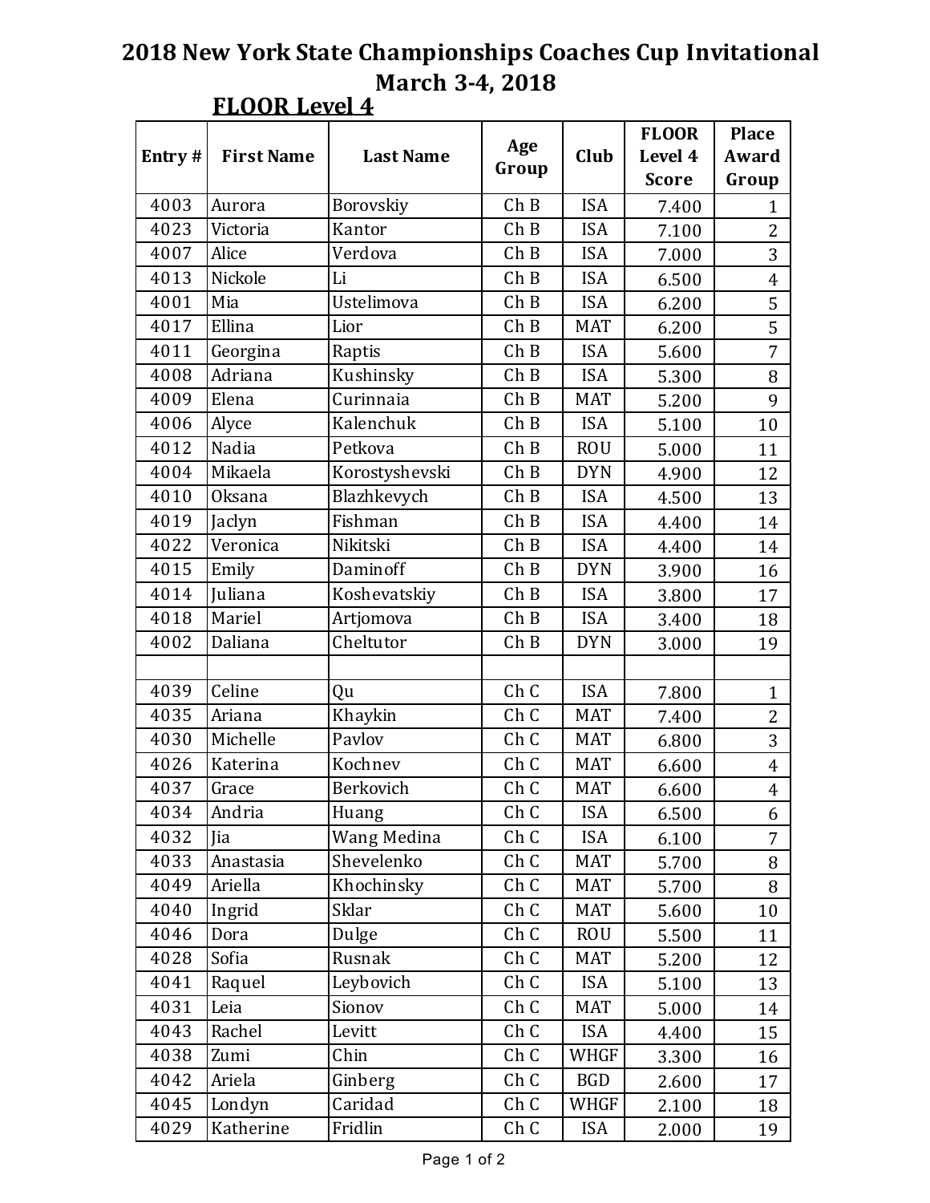# 2018 New York State Championships Coaches Cup Invitational
## March 3-4, 2018

### FLOOR Level 4

| Entry # | First Name | Last Name | Age Group | Club | FLOOR Level 4 Score | Place Award Group |
|---|---|---|---|---|---|---|
| 4003 | Aurora | Borovskiy | Ch B | ISA | 7.400 | 1 |
| 4023 | Victoria | Kantor | Ch B | ISA | 7.100 | 2 |
| 4007 | Alice | Verdova | Ch B | ISA | 7.000 | 3 |
| 4013 | Nickole | Li | Ch B | ISA | 6.500 | 4 |
| 4001 | Mia | Ustelimova | Ch B | ISA | 6.200 | 5 |
| 4017 | Ellina | Lior | Ch B | MAT | 6.200 | 5 |
| 4011 | Georgina | Raptis | Ch B | ISA | 5.600 | 7 |
| 4008 | Adriana | Kushinsky | Ch B | ISA | 5.300 | 8 |
| 4009 | Elena | Curinnaia | Ch B | MAT | 5.200 | 9 |
| 4006 | Alyce | Kalenchuk | Ch B | ISA | 5.100 | 10 |
| 4012 | Nadia | Petkova | Ch B | ROU | 5.000 | 11 |
| 4004 | Mikaela | Korostyshevski | Ch B | DYN | 4.900 | 12 |
| 4010 | Oksana | Blazhkevych | Ch B | ISA | 4.500 | 13 |
| 4019 | Jaclyn | Fishman | Ch B | ISA | 4.400 | 14 |
| 4022 | Veronica | Nikitski | Ch B | ISA | 4.400 | 14 |
| 4015 | Emily | Daminoff | Ch B | DYN | 3.900 | 16 |
| 4014 | Juliana | Koshevatskiy | Ch B | ISA | 3.800 | 17 |
| 4018 | Mariel | Artjomova | Ch B | ISA | 3.400 | 18 |
| 4002 | Daliana | Cheltutor | Ch B | DYN | 3.000 | 19 |
| | | | | | | |
| 4039 | Celine | Qu | Ch C | ISA | 7.800 | 1 |
| 4035 | Ariana | Khaykin | Ch C | MAT | 7.400 | 2 |
| 4030 | Michelle | Pavlov | Ch C | MAT | 6.800 | 3 |
| 4026 | Katerina | Kochnev | Ch C | MAT | 6.600 | 4 |
| 4037 | Grace | Berkovich | Ch C | MAT | 6.600 | 4 |
| 4034 | Andria | Huang | Ch C | ISA | 6.500 | 6 |
| 4032 | Jia | Wang Medina | Ch C | ISA | 6.100 | 7 |
| 4033 | Anastasia | Shevelenko | Ch C | MAT | 5.700 | 8 |
| 4049 | Ariella | Khochinsky | Ch C | MAT | 5.700 | 8 |
| 4040 | Ingrid | Sklar | Ch C | MAT | 5.600 | 10 |
| 4046 | Dora | Dulge | Ch C | ROU | 5.500 | 11 |
| 4028 | Sofia | Rusnak | Ch C | MAT | 5.200 | 12 |
| 4041 | Raquel | Leybovich | Ch C | ISA | 5.100 | 13 |
| 4031 | Leia | Sionov | Ch C | MAT | 5.000 | 14 |
| 4043 | Rachel | Levitt | Ch C | ISA | 4.400 | 15 |
| 4038 | Zumi | Chin | Ch C | WHGF | 3.300 | 16 |
| 4042 | Ariela | Ginberg | Ch C | BGD | 2.600 | 17 |
| 4045 | Londyn | Caridad | Ch C | WHGF | 2.100 | 18 |
| 4029 | Katherine | Fridlin | Ch C | ISA | 2.000 | 19 |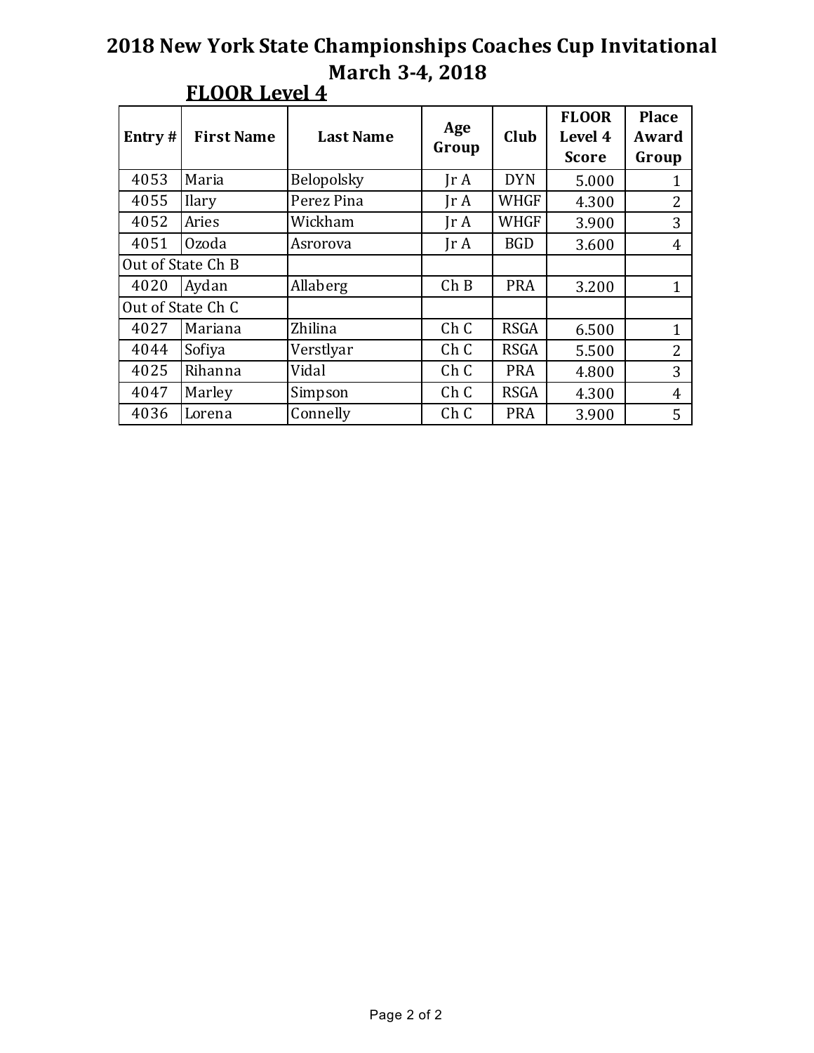# 2018 New York State Championships Coaches Cup Invitational

## March 3-4, 2018

### FLOOR Level 4

| Entry # | First Name | Last Name | Age Group | Club | FLOOR Level 4 Score | Place Award Group |
|---|---|---|---|---|---|---|
| 4053 | Maria | Belopolsky | Jr A | DYN | 5.000 | 1 |
| 4055 | Ilary | Perez Pina | Jr A | WHGF | 4.300 | 2 |
| 4052 | Aries | Wickham | Jr A | WHGF | 3.900 | 3 |
| 4051 | Ozoda | Asrorova | Jr A | BGD | 3.600 | 4 |
| Out of State Ch B | | | | | | |
| 4020 | Aydan | Allaberg | Ch B | PRA | 3.200 | 1 |
| Out of State Ch C | | | | | | |
| 4027 | Mariana | Zhilina | Ch C | RSGA | 6.500 | 1 |
| 4044 | Sofiya | Verstlyar | Ch C | RSGA | 5.500 | 2 |
| 4025 | Rihanna | Vidal | Ch C | PRA | 4.800 | 3 |
| 4047 | Marley | Simpson | Ch C | RSGA | 4.300 | 4 |
| 4036 | Lorena | Connelly | Ch C | PRA | 3.900 | 5 |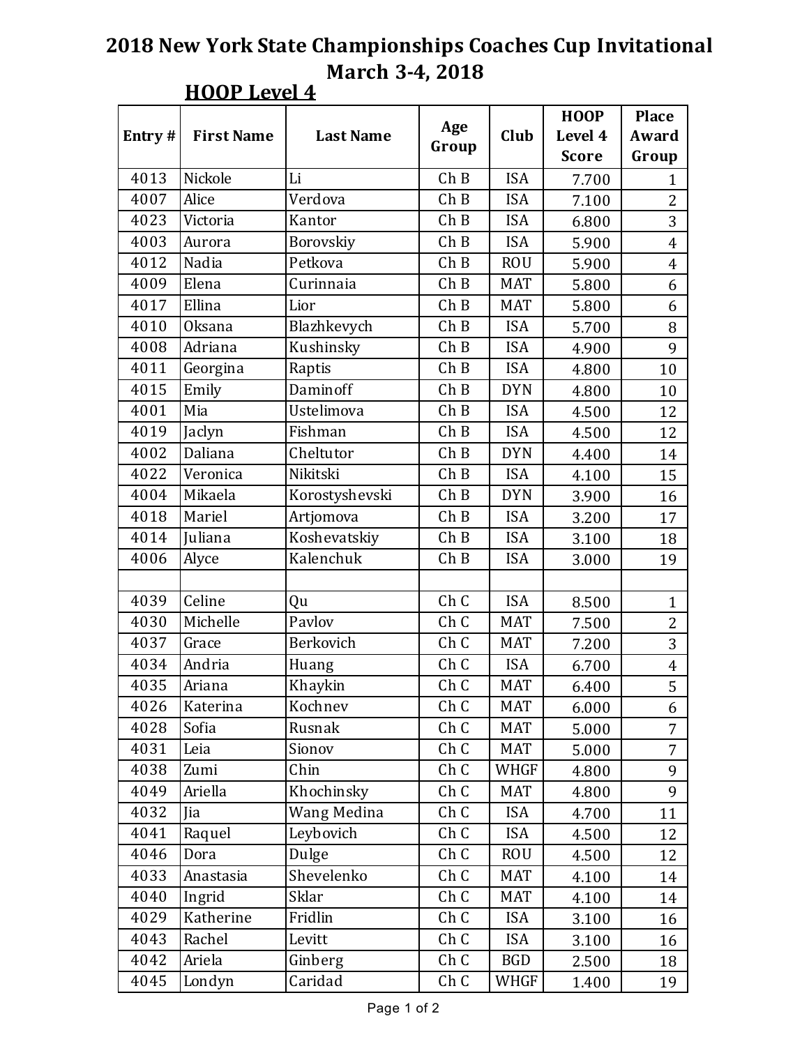# 2018 New York State Championships Coaches Cup Invitational
# March 3-4, 2018

## HOOP Level 4

| Entry # | First Name | Last Name | Age Group | Club | HOOP Level 4 Score | Place Award Group |
|---|---|---|---|---|---|---|
| 4013 | Nickole | Li | Ch B | ISA | 7.700 | 1 |
| 4007 | Alice | Verdova | Ch B | ISA | 7.100 | 2 |
| 4023 | Victoria | Kantor | Ch B | ISA | 6.800 | 3 |
| 4003 | Aurora | Borovskiy | Ch B | ISA | 5.900 | 4 |
| 4012 | Nadia | Petkova | Ch B | ROU | 5.900 | 4 |
| 4009 | Elena | Curinnaia | Ch B | MAT | 5.800 | 6 |
| 4017 | Ellina | Lior | Ch B | MAT | 5.800 | 6 |
| 4010 | Oksana | Blazhkevych | Ch B | ISA | 5.700 | 8 |
| 4008 | Adriana | Kushinsky | Ch B | ISA | 4.900 | 9 |
| 4011 | Georgina | Raptis | Ch B | ISA | 4.800 | 10 |
| 4015 | Emily | Daminoff | Ch B | DYN | 4.800 | 10 |
| 4001 | Mia | Ustelimova | Ch B | ISA | 4.500 | 12 |
| 4019 | Jaclyn | Fishman | Ch B | ISA | 4.500 | 12 |
| 4002 | Daliana | Cheltutor | Ch B | DYN | 4.400 | 14 |
| 4022 | Veronica | Nikitski | Ch B | ISA | 4.100 | 15 |
| 4004 | Mikaela | Korostyshevski | Ch B | DYN | 3.900 | 16 |
| 4018 | Mariel | Artjomova | Ch B | ISA | 3.200 | 17 |
| 4014 | Juliana | Koshevatskiy | Ch B | ISA | 3.100 | 18 |
| 4006 | Alyce | Kalenchuk | Ch B | ISA | 3.000 | 19 |
| | | | | | | |
| 4039 | Celine | Qu | Ch C | ISA | 8.500 | 1 |
| 4030 | Michelle | Pavlov | Ch C | MAT | 7.500 | 2 |
| 4037 | Grace | Berkovich | Ch C | MAT | 7.200 | 3 |
| 4034 | Andria | Huang | Ch C | ISA | 6.700 | 4 |
| 4035 | Ariana | Khaykin | Ch C | MAT | 6.400 | 5 |
| 4026 | Katerina | Kochnev | Ch C | MAT | 6.000 | 6 |
| 4028 | Sofia | Rusnak | Ch C | MAT | 5.000 | 7 |
| 4031 | Leia | Sionov | Ch C | MAT | 5.000 | 7 |
| 4038 | Zumi | Chin | Ch C | WHGF | 4.800 | 9 |
| 4049 | Ariella | Khochinsky | Ch C | MAT | 4.800 | 9 |
| 4032 | Jia | Wang Medina | Ch C | ISA | 4.700 | 11 |
| 4041 | Raquel | Leybovich | Ch C | ISA | 4.500 | 12 |
| 4046 | Dora | Dulge | Ch C | ROU | 4.500 | 12 |
| 4033 | Anastasia | Shevelenko | Ch C | MAT | 4.100 | 14 |
| 4040 | Ingrid | Sklar | Ch C | MAT | 4.100 | 14 |
| 4029 | Katherine | Fridlin | Ch C | ISA | 3.100 | 16 |
| 4043 | Rachel | Levitt | Ch C | ISA | 3.100 | 16 |
| 4042 | Ariela | Ginberg | Ch C | BGD | 2.500 | 18 |
| 4045 | Londyn | Caridad | Ch C | WHGF | 1.400 | 19 |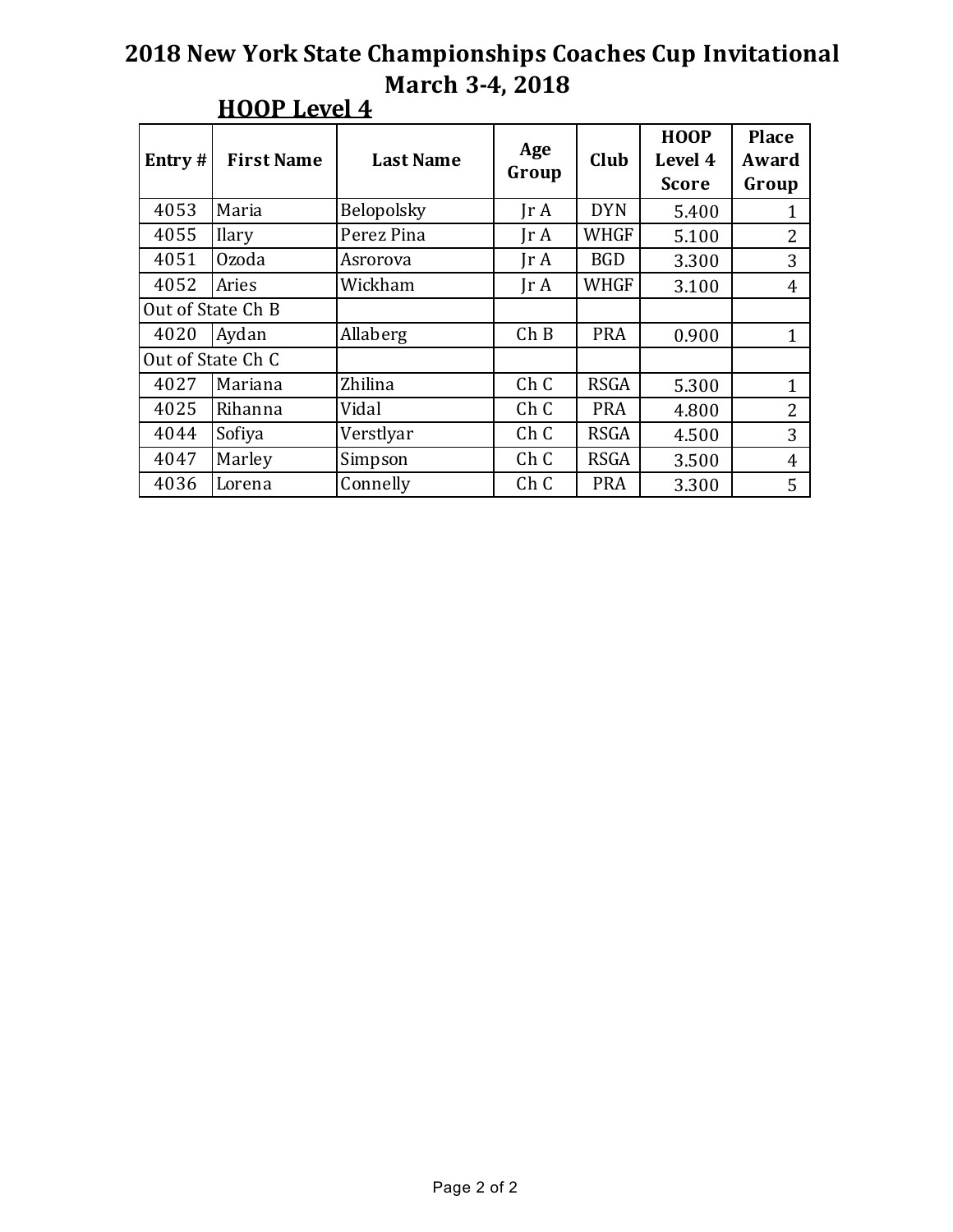# 2018 New York State Championships Coaches Cup Invitational

## March 3-4, 2018

### HOOP Level 4

| Entry # | First Name | Last Name | Age Group | Club | HOOP Level 4 Score | Place Award Group |
|---|---|---|---|---|---|---|
| 4053 | Maria | Belopolsky | Jr A | DYN | 5.400 | 1 |
| 4055 | Ilary | Perez Pina | Jr A | WHGF | 5.100 | 2 |
| 4051 | Ozoda | Asrorova | Jr A | BGD | 3.300 | 3 |
| 4052 | Aries | Wickham | Jr A | WHGF | 3.100 | 4 |
| Out of State Ch B | | | | | | |
| 4020 | Aydan | Allaberg | Ch B | PRA | 0.900 | 1 |
| Out of State Ch C | | | | | | |
| 4027 | Mariana | Zhilina | Ch C | RSGA | 5.300 | 1 |
| 4025 | Rihanna | Vidal | Ch C | PRA | 4.800 | 2 |
| 4044 | Sofiya | Verstlyar | Ch C | RSGA | 4.500 | 3 |
| 4047 | Marley | Simpson | Ch C | RSGA | 3.500 | 4 |
| 4036 | Lorena | Connelly | Ch C | PRA | 3.300 | 5 |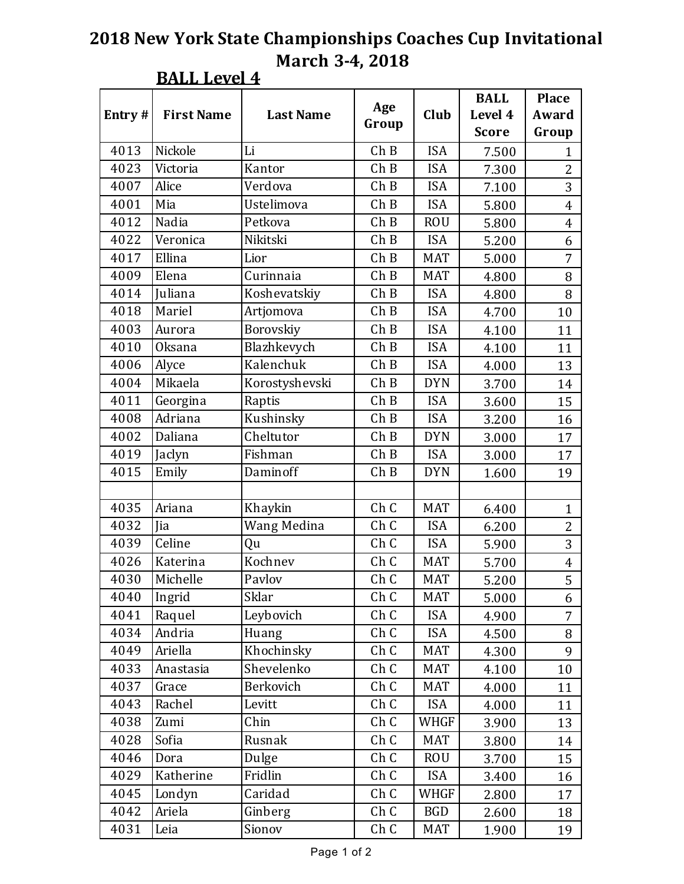# 2018 New York State Championships Coaches Cup Invitational

## March 3-4, 2018

### BALL Level 4

| Entry # | First Name | Last Name | Age Group | Club | BALL Level 4 Score | Place Award Group |
|---|---|---|---|---|---|---|
| 4013 | Nickole | Li | Ch B | ISA | 7.500 | 1 |
| 4023 | Victoria | Kantor | Ch B | ISA | 7.300 | 2 |
| 4007 | Alice | Verdova | Ch B | ISA | 7.100 | 3 |
| 4001 | Mia | Ustelimova | Ch B | ISA | 5.800 | 4 |
| 4012 | Nadia | Petkova | Ch B | ROU | 5.800 | 4 |
| 4022 | Veronica | Nikitski | Ch B | ISA | 5.200 | 6 |
| 4017 | Ellina | Lior | Ch B | MAT | 5.000 | 7 |
| 4009 | Elena | Curinnaia | Ch B | MAT | 4.800 | 8 |
| 4014 | Juliana | Koshevatskiy | Ch B | ISA | 4.800 | 8 |
| 4018 | Mariel | Artjomova | Ch B | ISA | 4.700 | 10 |
| 4003 | Aurora | Borovskiy | Ch B | ISA | 4.100 | 11 |
| 4010 | Oksana | Blazhkevych | Ch B | ISA | 4.100 | 11 |
| 4006 | Alyce | Kalenchuk | Ch B | ISA | 4.000 | 13 |
| 4004 | Mikaela | Korostyshevski | Ch B | DYN | 3.700 | 14 |
| 4011 | Georgina | Raptis | Ch B | ISA | 3.600 | 15 |
| 4008 | Adriana | Kushinsky | Ch B | ISA | 3.200 | 16 |
| 4002 | Daliana | Cheltutor | Ch B | DYN | 3.000 | 17 |
| 4019 | Jaclyn | Fishman | Ch B | ISA | 3.000 | 17 |
| 4015 | Emily | Daminoff | Ch B | DYN | 1.600 | 19 |
| | | | | | | |
| 4035 | Ariana | Khaykin | Ch C | MAT | 6.400 | 1 |
| 4032 | Jia | Wang Medina | Ch C | ISA | 6.200 | 2 |
| 4039 | Celine | Qu | Ch C | ISA | 5.900 | 3 |
| 4026 | Katerina | Kochnev | Ch C | MAT | 5.700 | 4 |
| 4030 | Michelle | Pavlov | Ch C | MAT | 5.200 | 5 |
| 4040 | Ingrid | Sklar | Ch C | MAT | 5.000 | 6 |
| 4041 | Raquel | Leybovich | Ch C | ISA | 4.900 | 7 |
| 4034 | Andria | Huang | Ch C | ISA | 4.500 | 8 |
| 4049 | Ariella | Khochinsky | Ch C | MAT | 4.300 | 9 |
| 4033 | Anastasia | Shevelenko | Ch C | MAT | 4.100 | 10 |
| 4037 | Grace | Berkovich | Ch C | MAT | 4.000 | 11 |
| 4043 | Rachel | Levitt | Ch C | ISA | 4.000 | 11 |
| 4038 | Zumi | Chin | Ch C | WHGF | 3.900 | 13 |
| 4028 | Sofia | Rusnak | Ch C | MAT | 3.800 | 14 |
| 4046 | Dora | Dulge | Ch C | ROU | 3.700 | 15 |
| 4029 | Katherine | Fridlin | Ch C | ISA | 3.400 | 16 |
| 4045 | Londyn | Caridad | Ch C | WHGF | 2.800 | 17 |
| 4042 | Ariela | Ginberg | Ch C | BGD | 2.600 | 18 |
| 4031 | Leia | Sionov | Ch C | MAT | 1.900 | 19 |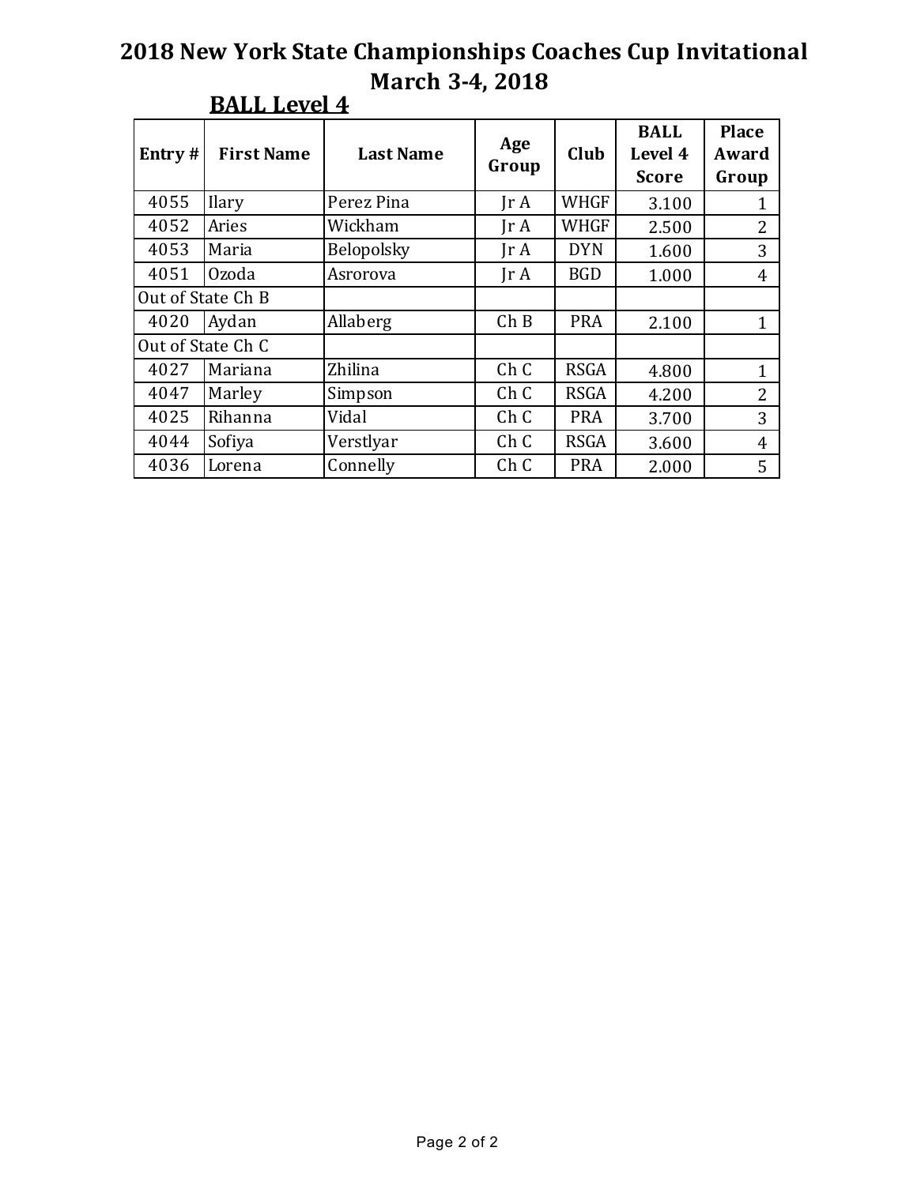# 2018 New York State Championships Coaches Cup Invitational

## March 3-4, 2018

### BALL Level 4

| Entry # | First Name | Last Name | Age Group | Club | BALL Level 4 Score | Place Award Group |
|---|---|---|---|---|---|---|
| 4055 | Ilary | Perez Pina | Jr A | WHGF | 3.100 | 1 |
| 4052 | Aries | Wickham | Jr A | WHGF | 2.500 | 2 |
| 4053 | Maria | Belopolsky | Jr A | DYN | 1.600 | 3 |
| 4051 | Ozoda | Asrorova | Jr A | BGD | 1.000 | 4 |
| Out of State Ch B | | | | | | |
| 4020 | Aydan | Allaberg | Ch B | PRA | 2.100 | 1 |
| Out of State Ch C | | | | | | |
| 4027 | Mariana | Zhilina | Ch C | RSGA | 4.800 | 1 |
| 4047 | Marley | Simpson | Ch C | RSGA | 4.200 | 2 |
| 4025 | Rihanna | Vidal | Ch C | PRA | 3.700 | 3 |
| 4044 | Sofiya | Verstlyar | Ch C | RSGA | 3.600 | 4 |
| 4036 | Lorena | Connelly | Ch C | PRA | 2.000 | 5 |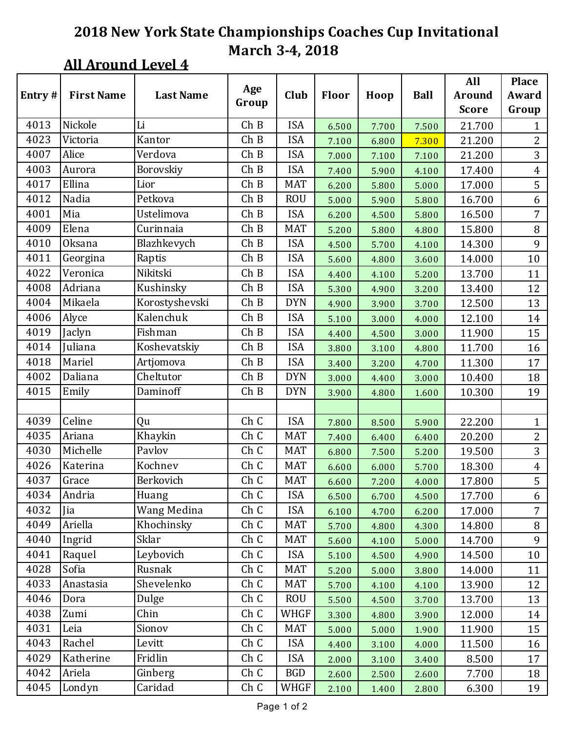# 2018 New York State Championships Coaches Cup Invitational
# March 3-4, 2018

## All Around Level 4

| Entry # | First Name | Last Name | Age Group | Club | Floor | Hoop | Ball | All Around Score | Place Award Group |
|---|---|---|---|---|---|---|---|---|---|
| 4013 | Nickole | Li | Ch B | ISA | 6.500 | 7.700 | 7.500 | 21.700 | 1 |
| 4023 | Victoria | Kantor | Ch B | ISA | 7.100 | 6.800 | 7.300 | 21.200 | 2 |
| 4007 | Alice | Verdova | Ch B | ISA | 7.000 | 7.100 | 7.100 | 21.200 | 3 |
| 4003 | Aurora | Borovskiy | Ch B | ISA | 7.400 | 5.900 | 4.100 | 17.400 | 4 |
| 4017 | Ellina | Lior | Ch B | MAT | 6.200 | 5.800 | 5.000 | 17.000 | 5 |
| 4012 | Nadia | Petkova | Ch B | ROU | 5.000 | 5.900 | 5.800 | 16.700 | 6 |
| 4001 | Mia | Ustelimova | Ch B | ISA | 6.200 | 4.500 | 5.800 | 16.500 | 7 |
| 4009 | Elena | Curinnaia | Ch B | MAT | 5.200 | 5.800 | 4.800 | 15.800 | 8 |
| 4010 | Oksana | Blazhkevych | Ch B | ISA | 4.500 | 5.700 | 4.100 | 14.300 | 9 |
| 4011 | Georgina | Raptis | Ch B | ISA | 5.600 | 4.800 | 3.600 | 14.000 | 10 |
| 4022 | Veronica | Nikitski | Ch B | ISA | 4.400 | 4.100 | 5.200 | 13.700 | 11 |
| 4008 | Adriana | Kushinsky | Ch B | ISA | 5.300 | 4.900 | 3.200 | 13.400 | 12 |
| 4004 | Mikaela | Korostyshevski | Ch B | DYN | 4.900 | 3.900 | 3.700 | 12.500 | 13 |
| 4006 | Alyce | Kalenchuk | Ch B | ISA | 5.100 | 3.000 | 4.000 | 12.100 | 14 |
| 4019 | Jaclyn | Fishman | Ch B | ISA | 4.400 | 4.500 | 3.000 | 11.900 | 15 |
| 4014 | Juliana | Koshevatskiy | Ch B | ISA | 3.800 | 3.100 | 4.800 | 11.700 | 16 |
| 4018 | Mariel | Artjomova | Ch B | ISA | 3.400 | 3.200 | 4.700 | 11.300 | 17 |
| 4002 | Daliana | Cheltutor | Ch B | DYN | 3.000 | 4.400 | 3.000 | 10.400 | 18 |
| 4015 | Emily | Daminoff | Ch B | DYN | 3.900 | 4.800 | 1.600 | 10.300 | 19 |
| | | | | | | | | | |
| 4039 | Celine | Qu | Ch C | ISA | 7.800 | 8.500 | 5.900 | 22.200 | 1 |
| 4035 | Ariana | Khaykin | Ch C | MAT | 7.400 | 6.400 | 6.400 | 20.200 | 2 |
| 4030 | Michelle | Pavlov | Ch C | MAT | 6.800 | 7.500 | 5.200 | 19.500 | 3 |
| 4026 | Katerina | Kochnev | Ch C | MAT | 6.600 | 6.000 | 5.700 | 18.300 | 4 |
| 4037 | Grace | Berkovich | Ch C | MAT | 6.600 | 7.200 | 4.000 | 17.800 | 5 |
| 4034 | Andria | Huang | Ch C | ISA | 6.500 | 6.700 | 4.500 | 17.700 | 6 |
| 4032 | Jia | Wang Medina | Ch C | ISA | 6.100 | 4.700 | 6.200 | 17.000 | 7 |
| 4049 | Ariella | Khochinsky | Ch C | MAT | 5.700 | 4.800 | 4.300 | 14.800 | 8 |
| 4040 | Ingrid | Sklar | Ch C | MAT | 5.600 | 4.100 | 5.000 | 14.700 | 9 |
| 4041 | Raquel | Leybovich | Ch C | ISA | 5.100 | 4.500 | 4.900 | 14.500 | 10 |
| 4028 | Sofia | Rusnak | Ch C | MAT | 5.200 | 5.000 | 3.800 | 14.000 | 11 |
| 4033 | Anastasia | Shevelenko | Ch C | MAT | 5.700 | 4.100 | 4.100 | 13.900 | 12 |
| 4046 | Dora | Dulge | Ch C | ROU | 5.500 | 4.500 | 3.700 | 13.700 | 13 |
| 4038 | Zumi | Chin | Ch C | WHGF | 3.300 | 4.800 | 3.900 | 12.000 | 14 |
| 4031 | Leia | Sionov | Ch C | MAT | 5.000 | 5.000 | 1.900 | 11.900 | 15 |
| 4043 | Rachel | Levitt | Ch C | ISA | 4.400 | 3.100 | 4.000 | 11.500 | 16 |
| 4029 | Katherine | Fridlin | Ch C | ISA | 2.000 | 3.100 | 3.400 | 8.500 | 17 |
| 4042 | Ariela | Ginberg | Ch C | BGD | 2.600 | 2.500 | 2.600 | 7.700 | 18 |
| 4045 | Londyn | Caridad | Ch C | WHGF | 2.100 | 1.400 | 2.800 | 6.300 | 19 |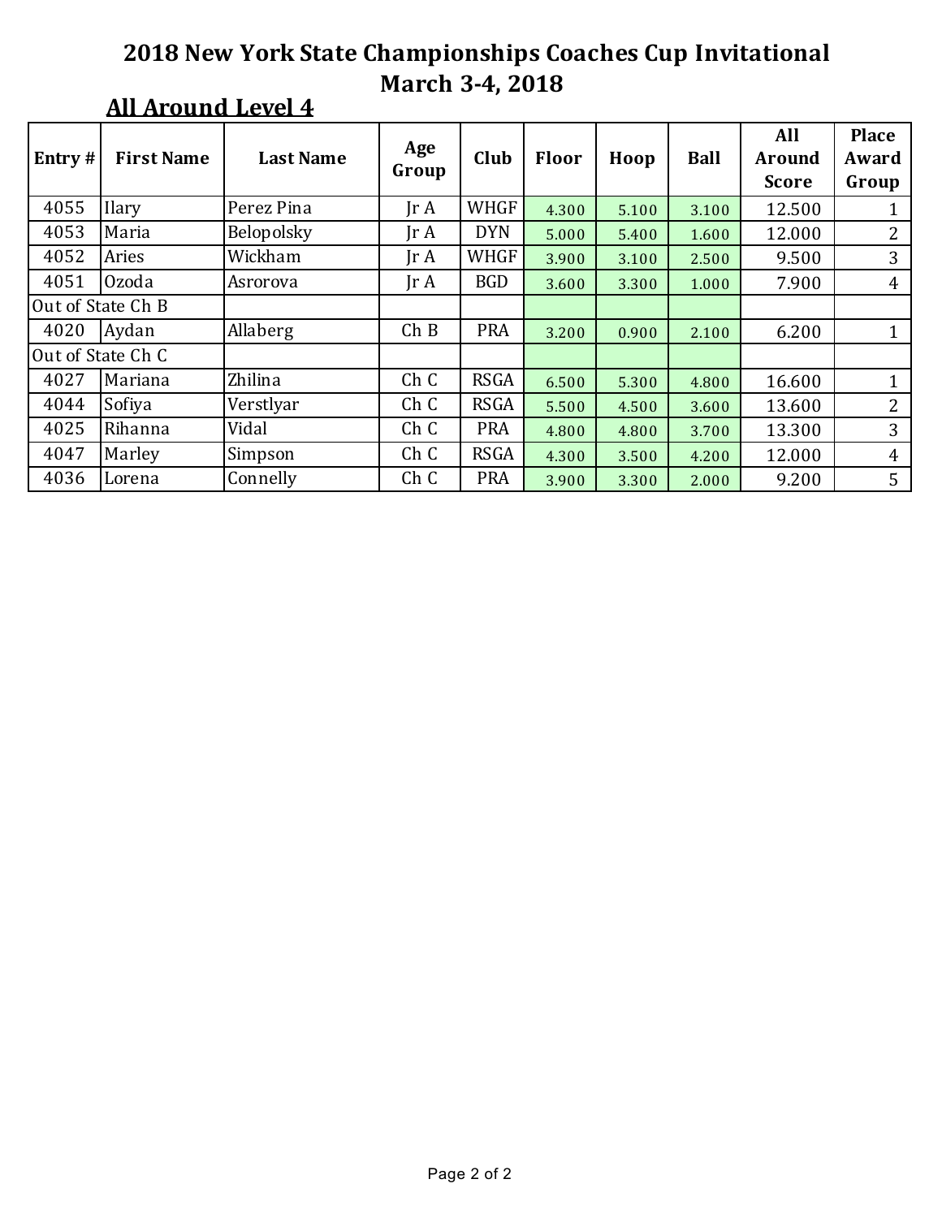# 2018 New York State Championships Coaches Cup Invitational

## March 3-4, 2018

### All Around Level 4

| Entry # | First Name | Last Name | Age Group | Club | Floor | Hoop | Ball | All Around Score | Place Award Group |
|---|---|---|---|---|---|---|---|---|---|
| 4055 | Ilary | Perez Pina | Jr A | WHGF | 4.300 | 5.100 | 3.100 | 12.500 | 1 |
| 4053 | Maria | Belopolsky | Jr A | DYN | 5.000 | 5.400 | 1.600 | 12.000 | 2 |
| 4052 | Aries | Wickham | Jr A | WHGF | 3.900 | 3.100 | 2.500 | 9.500 | 3 |
| 4051 | Ozoda | Asrorova | Jr A | BGD | 3.600 | 3.300 | 1.000 | 7.900 | 4 |
| Out of State Ch B | | | | | | | | | |
| 4020 | Aydan | Allaberg | Ch B | PRA | 3.200 | 0.900 | 2.100 | 6.200 | 1 |
| Out of State Ch C | | | | | | | | | |
| 4027 | Mariana | Zhilina | Ch C | RSGA | 6.500 | 5.300 | 4.800 | 16.600 | 1 |
| 4044 | Sofiya | Verstlyar | Ch C | RSGA | 5.500 | 4.500 | 3.600 | 13.600 | 2 |
| 4025 | Rihanna | Vidal | Ch C | PRA | 4.800 | 4.800 | 3.700 | 13.300 | 3 |
| 4047 | Marley | Simpson | Ch C | RSGA | 4.300 | 3.500 | 4.200 | 12.000 | 4 |
| 4036 | Lorena | Connelly | Ch C | PRA | 3.900 | 3.300 | 2.000 | 9.200 | 5 |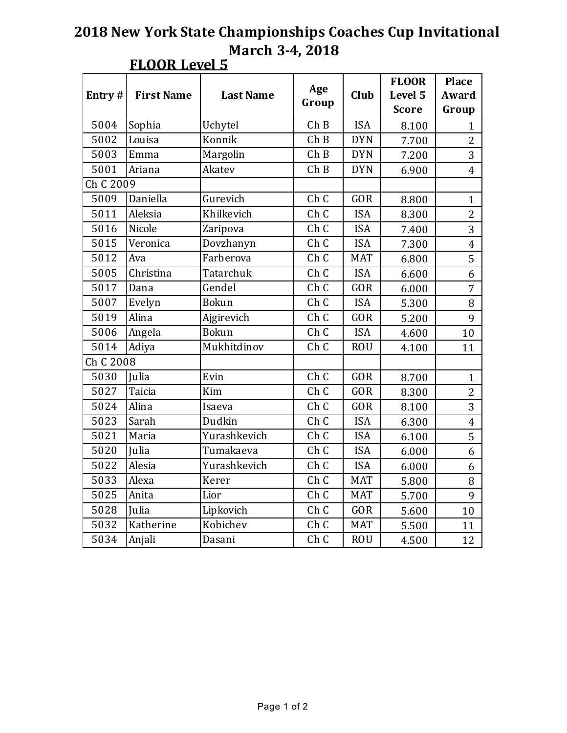# 2018 New York State Championships Coaches Cup Invitational

## March 3-4, 2018

### FLOOR Level 5

| Entry # | First Name | Last Name | Age Group | Club | FLOOR Level 5 Score | Place Award Group |
|---|---|---|---|---|---|---|
| 5004 | Sophia | Uchytel | Ch B | ISA | 8.100 | 1 |
| 5002 | Louisa | Konnik | Ch B | DYN | 7.700 | 2 |
| 5003 | Emma | Margolin | Ch B | DYN | 7.200 | 3 |
| 5001 | Ariana | Akatev | Ch B | DYN | 6.900 | 4 |
| Ch C 2009 | | | | | | |
| 5009 | Daniella | Gurevich | Ch C | GOR | 8.800 | 1 |
| 5011 | Aleksia | Khilkevich | Ch C | ISA | 8.300 | 2 |
| 5016 | Nicole | Zaripova | Ch C | ISA | 7.400 | 3 |
| 5015 | Veronica | Dovzhanyn | Ch C | ISA | 7.300 | 4 |
| 5012 | Ava | Farberova | Ch C | MAT | 6.800 | 5 |
| 5005 | Christina | Tatarchuk | Ch C | ISA | 6.600 | 6 |
| 5017 | Dana | Gendel | Ch C | GOR | 6.000 | 7 |
| 5007 | Evelyn | Bokun | Ch C | ISA | 5.300 | 8 |
| 5019 | Alina | Ajgirevich | Ch C | GOR | 5.200 | 9 |
| 5006 | Angela | Bokun | Ch C | ISA | 4.600 | 10 |
| 5014 | Adiya | Mukhitdinov | Ch C | ROU | 4.100 | 11 |
| Ch C 2008 | | | | | | |
| 5030 | Julia | Evin | Ch C | GOR | 8.700 | 1 |
| 5027 | Taicia | Kim | Ch C | GOR | 8.300 | 2 |
| 5024 | Alina | Isaeva | Ch C | GOR | 8.100 | 3 |
| 5023 | Sarah | Dudkin | Ch C | ISA | 6.300 | 4 |
| 5021 | Maria | Yurashkevich | Ch C | ISA | 6.100 | 5 |
| 5020 | Julia | Tumakaeva | Ch C | ISA | 6.000 | 6 |
| 5022 | Alesia | Yurashkevich | Ch C | ISA | 6.000 | 6 |
| 5033 | Alexa | Kerer | Ch C | MAT | 5.800 | 8 |
| 5025 | Anita | Lior | Ch C | MAT | 5.700 | 9 |
| 5028 | Julia | Lipkovich | Ch C | GOR | 5.600 | 10 |
| 5032 | Katherine | Kobichev | Ch C | MAT | 5.500 | 11 |
| 5034 | Anjali | Dasani | Ch C | ROU | 4.500 | 12 |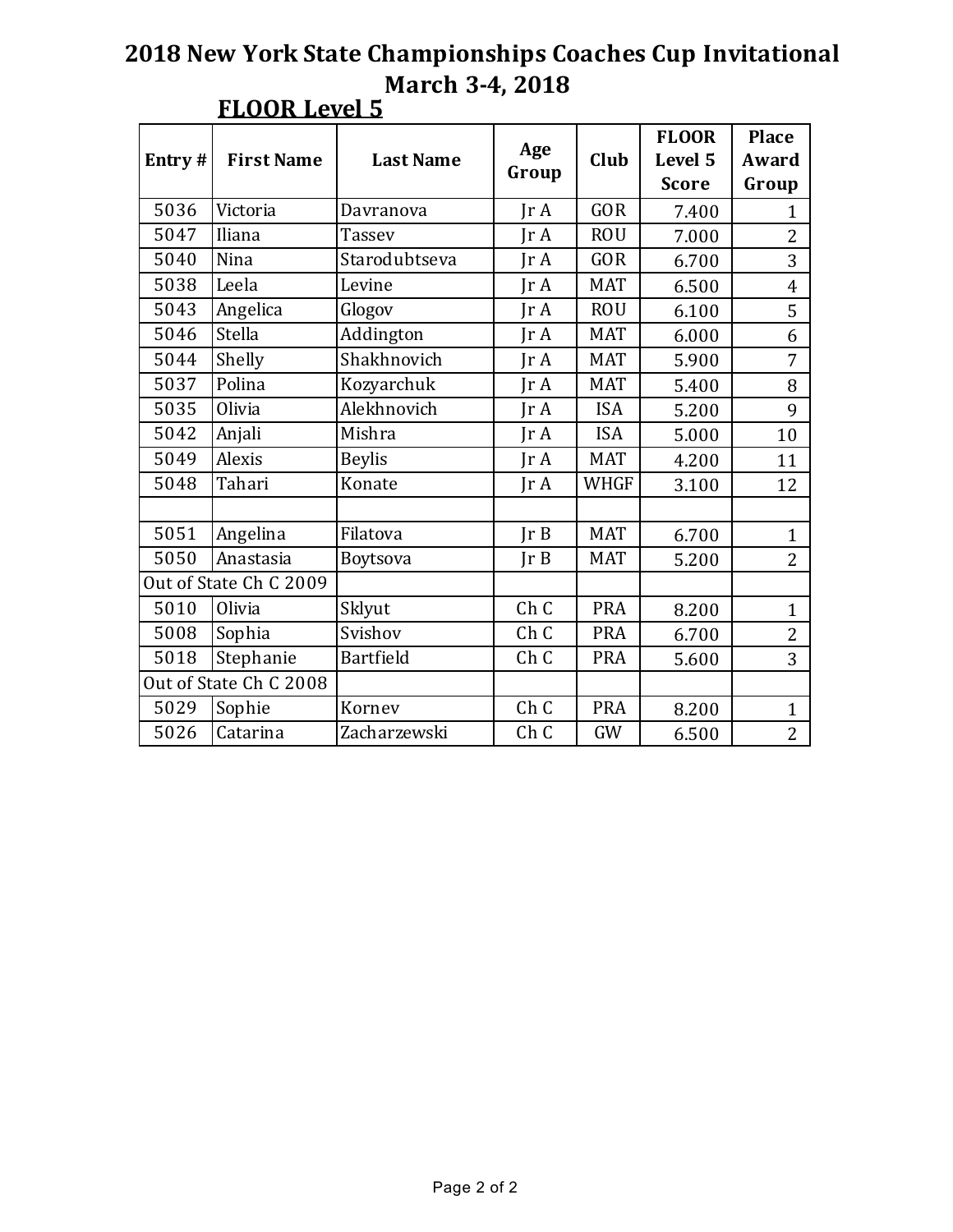# 2018 New York State Championships Coaches Cup Invitational

## March 3-4, 2018

### FLOOR Level 5

| Entry # | First Name | Last Name | Age Group | Club | FLOOR Level 5 Score | Place Award Group |
|---|---|---|---|---|---|---|
| 5036 | Victoria | Davranova | Jr A | GOR | 7.400 | 1 |
| 5047 | Iliana | Tassev | Jr A | ROU | 7.000 | 2 |
| 5040 | Nina | Starodubtseva | Jr A | GOR | 6.700 | 3 |
| 5038 | Leela | Levine | Jr A | MAT | 6.500 | 4 |
| 5043 | Angelica | Glogov | Jr A | ROU | 6.100 | 5 |
| 5046 | Stella | Addington | Jr A | MAT | 6.000 | 6 |
| 5044 | Shelly | Shakhnovich | Jr A | MAT | 5.900 | 7 |
| 5037 | Polina | Kozyarchuk | Jr A | MAT | 5.400 | 8 |
| 5035 | Olivia | Alekhnovich | Jr A | ISA | 5.200 | 9 |
| 5042 | Anjali | Mishra | Jr A | ISA | 5.000 | 10 |
| 5049 | Alexis | Beylis | Jr A | MAT | 4.200 | 11 |
| 5048 | Tahari | Konate | Jr A | WHGF | 3.100 | 12 |
| | | | | | | |
| 5051 | Angelina | Filatova | Jr B | MAT | 6.700 | 1 |
| 5050 | Anastasia | Boytsova | Jr B | MAT | 5.200 | 2 |
| Out of State Ch C 2009 | | | | | | |
| 5010 | Olivia | Sklyut | Ch C | PRA | 8.200 | 1 |
| 5008 | Sophia | Svishov | Ch C | PRA | 6.700 | 2 |
| 5018 | Stephanie | Bartfield | Ch C | PRA | 5.600 | 3 |
| Out of State Ch C 2008 | | | | | | |
| 5029 | Sophie | Kornev | Ch C | PRA | 8.200 | 1 |
| 5026 | Catarina | Zacharzewski | Ch C | GW | 6.500 | 2 |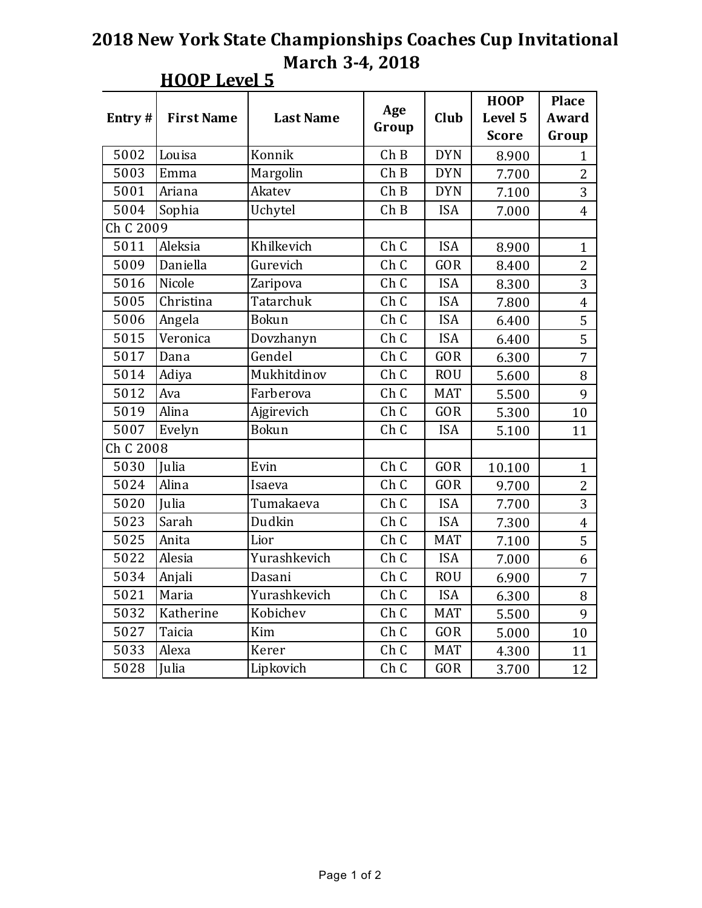# 2018 New York State Championships Coaches Cup Invitational

## March 3-4, 2018

### HOOP Level 5

| Entry # | First Name | Last Name | Age Group | Club | HOOP Level 5 Score | Place Award Group |
|---|---|---|---|---|---|---|
| 5002 | Louisa | Konnik | Ch B | DYN | 8.900 | 1 |
| 5003 | Emma | Margolin | Ch B | DYN | 7.700 | 2 |
| 5001 | Ariana | Akatev | Ch B | DYN | 7.100 | 3 |
| 5004 | Sophia | Uchytel | Ch B | ISA | 7.000 | 4 |
| Ch C 2009 | | | | | | |
| 5011 | Aleksia | Khilkevich | Ch C | ISA | 8.900 | 1 |
| 5009 | Daniella | Gurevich | Ch C | GOR | 8.400 | 2 |
| 5016 | Nicole | Zaripova | Ch C | ISA | 8.300 | 3 |
| 5005 | Christina | Tatarchuk | Ch C | ISA | 7.800 | 4 |
| 5006 | Angela | Bokun | Ch C | ISA | 6.400 | 5 |
| 5015 | Veronica | Dovzhanyn | Ch C | ISA | 6.400 | 5 |
| 5017 | Dana | Gendel | Ch C | GOR | 6.300 | 7 |
| 5014 | Adiya | Mukhitdinov | Ch C | ROU | 5.600 | 8 |
| 5012 | Ava | Farberova | Ch C | MAT | 5.500 | 9 |
| 5019 | Alina | Ajgirevich | Ch C | GOR | 5.300 | 10 |
| 5007 | Evelyn | Bokun | Ch C | ISA | 5.100 | 11 |
| Ch C 2008 | | | | | | |
| 5030 | Julia | Evin | Ch C | GOR | 10.100 | 1 |
| 5024 | Alina | Isaeva | Ch C | GOR | 9.700 | 2 |
| 5020 | Julia | Tumakaeva | Ch C | ISA | 7.700 | 3 |
| 5023 | Sarah | Dudkin | Ch C | ISA | 7.300 | 4 |
| 5025 | Anita | Lior | Ch C | MAT | 7.100 | 5 |
| 5022 | Alesia | Yurashkevich | Ch C | ISA | 7.000 | 6 |
| 5034 | Anjali | Dasani | Ch C | ROU | 6.900 | 7 |
| 5021 | Maria | Yurashkevich | Ch C | ISA | 6.300 | 8 |
| 5032 | Katherine | Kobichev | Ch C | MAT | 5.500 | 9 |
| 5027 | Taicia | Kim | Ch C | GOR | 5.000 | 10 |
| 5033 | Alexa | Kerer | Ch C | MAT | 4.300 | 11 |
| 5028 | Julia | Lipkovich | Ch C | GOR | 3.700 | 12 |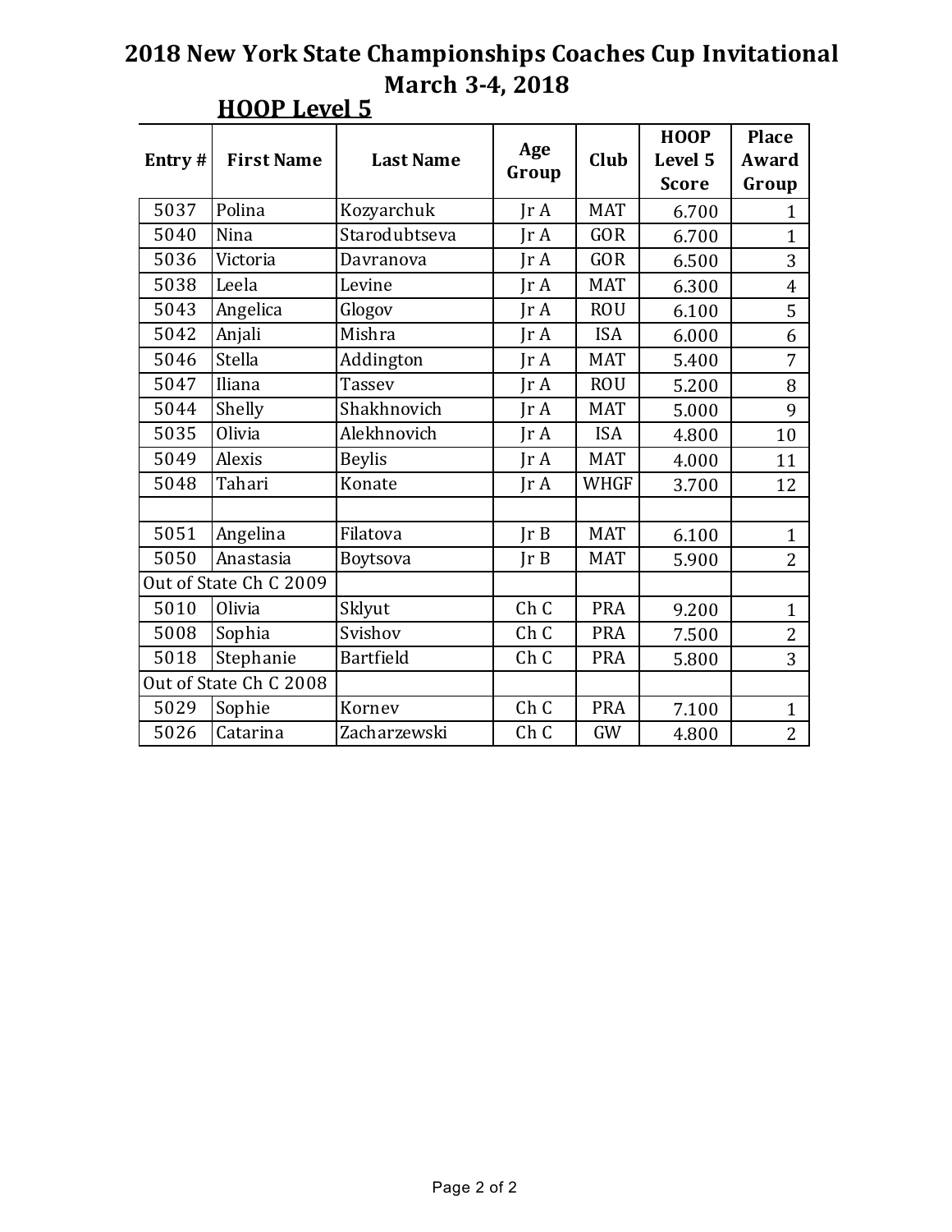# 2018 New York State Championships Coaches Cup Invitational

## March 3-4, 2018

### HOOP Level 5

| Entry # | First Name | Last Name | Age Group | Club | HOOP Level 5 Score | Place Award Group |
|---|---|---|---|---|---|---|
| 5037 | Polina | Kozyarchuk | Jr A | MAT | 6.700 | 1 |
| 5040 | Nina | Starodubtseva | Jr A | GOR | 6.700 | 1 |
| 5036 | Victoria | Davranova | Jr A | GOR | 6.500 | 3 |
| 5038 | Leela | Levine | Jr A | MAT | 6.300 | 4 |
| 5043 | Angelica | Glogov | Jr A | ROU | 6.100 | 5 |
| 5042 | Anjali | Mishra | Jr A | ISA | 6.000 | 6 |
| 5046 | Stella | Addington | Jr A | MAT | 5.400 | 7 |
| 5047 | Iliana | Tassev | Jr A | ROU | 5.200 | 8 |
| 5044 | Shelly | Shakhnovich | Jr A | MAT | 5.000 | 9 |
| 5035 | Olivia | Alekhnovich | Jr A | ISA | 4.800 | 10 |
| 5049 | Alexis | Beylis | Jr A | MAT | 4.000 | 11 |
| 5048 | Tahari | Konate | Jr A | WHGF | 3.700 | 12 |
| | | | | | | |
| 5051 | Angelina | Filatova | Jr B | MAT | 6.100 | 1 |
| 5050 | Anastasia | Boytsova | Jr B | MAT | 5.900 | 2 |
| Out of State Ch C 2009 | | | | | | |
| 5010 | Olivia | Sklyut | Ch C | PRA | 9.200 | 1 |
| 5008 | Sophia | Svishov | Ch C | PRA | 7.500 | 2 |
| 5018 | Stephanie | Bartfield | Ch C | PRA | 5.800 | 3 |
| Out of State Ch C 2008 | | | | | | |
| 5029 | Sophie | Kornev | Ch C | PRA | 7.100 | 1 |
| 5026 | Catarina | Zacharzewski | Ch C | GW | 4.800 | 2 |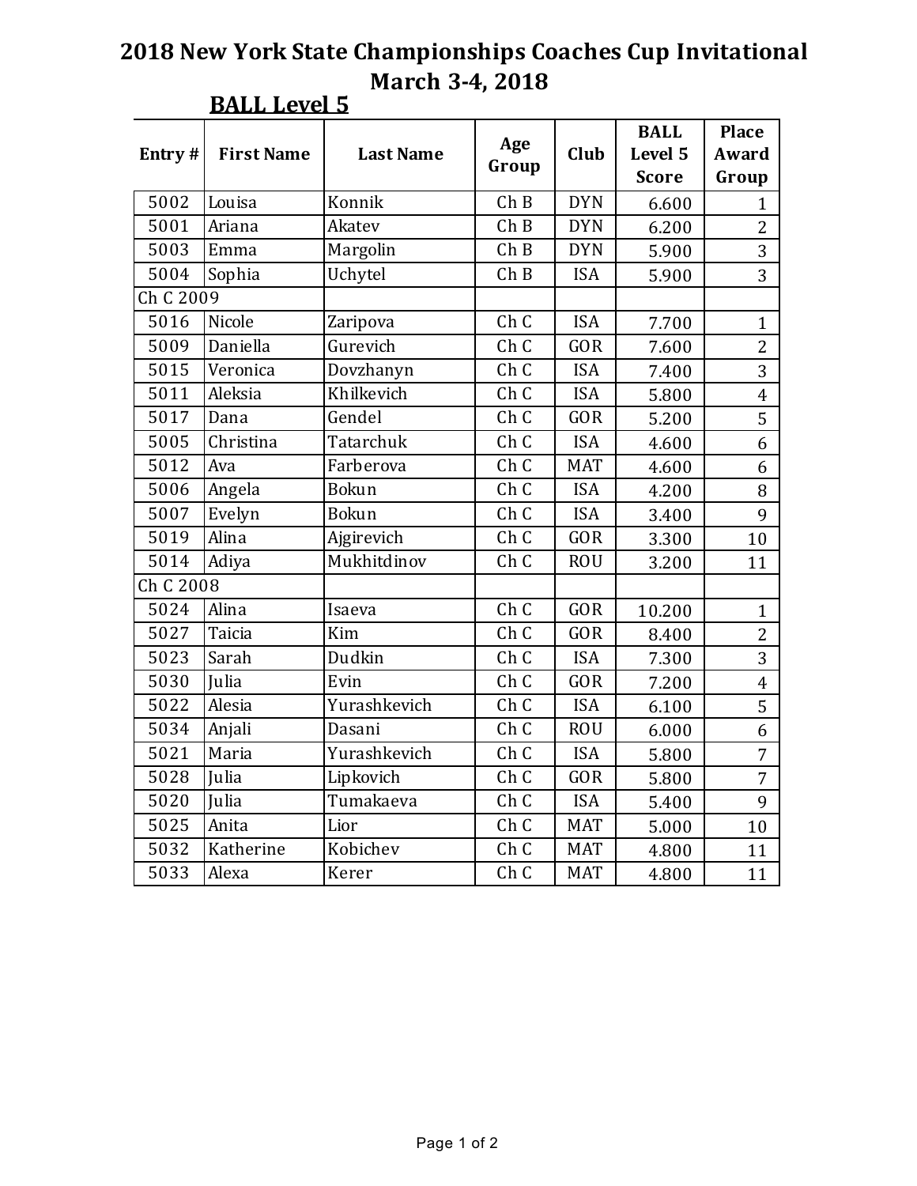# 2018 New York State Championships Coaches Cup Invitational
## March 3-4, 2018

### BALL Level 5

| Entry # | First Name | Last Name | Age Group | Club | BALL Level 5 Score | Place Award Group |
|---|---|---|---|---|---|---|
| 5002 | Louisa | Konnik | Ch B | DYN | 6.600 | 1 |
| 5001 | Ariana | Akatev | Ch B | DYN | 6.200 | 2 |
| 5003 | Emma | Margolin | Ch B | DYN | 5.900 | 3 |
| 5004 | Sophia | Uchytel | Ch B | ISA | 5.900 | 3 |
| Ch C 2009 | | | | | | |
| 5016 | Nicole | Zaripova | Ch C | ISA | 7.700 | 1 |
| 5009 | Daniella | Gurevich | Ch C | GOR | 7.600 | 2 |
| 5015 | Veronica | Dovzhanyn | Ch C | ISA | 7.400 | 3 |
| 5011 | Aleksia | Khilkevich | Ch C | ISA | 5.800 | 4 |
| 5017 | Dana | Gendel | Ch C | GOR | 5.200 | 5 |
| 5005 | Christina | Tatarchuk | Ch C | ISA | 4.600 | 6 |
| 5012 | Ava | Farberova | Ch C | MAT | 4.600 | 6 |
| 5006 | Angela | Bokun | Ch C | ISA | 4.200 | 8 |
| 5007 | Evelyn | Bokun | Ch C | ISA | 3.400 | 9 |
| 5019 | Alina | Ajgirevich | Ch C | GOR | 3.300 | 10 |
| 5014 | Adiya | Mukhitdinov | Ch C | ROU | 3.200 | 11 |
| Ch C 2008 | | | | | | |
| 5024 | Alina | Isaeva | Ch C | GOR | 10.200 | 1 |
| 5027 | Taicia | Kim | Ch C | GOR | 8.400 | 2 |
| 5023 | Sarah | Dudkin | Ch C | ISA | 7.300 | 3 |
| 5030 | Julia | Evin | Ch C | GOR | 7.200 | 4 |
| 5022 | Alesia | Yurashkevich | Ch C | ISA | 6.100 | 5 |
| 5034 | Anjali | Dasani | Ch C | ROU | 6.000 | 6 |
| 5021 | Maria | Yurashkevich | Ch C | ISA | 5.800 | 7 |
| 5028 | Julia | Lipkovich | Ch C | GOR | 5.800 | 7 |
| 5020 | Julia | Tumakaeva | Ch C | ISA | 5.400 | 9 |
| 5025 | Anita | Lior | Ch C | MAT | 5.000 | 10 |
| 5032 | Katherine | Kobichev | Ch C | MAT | 4.800 | 11 |
| 5033 | Alexa | Kerer | Ch C | MAT | 4.800 | 11 |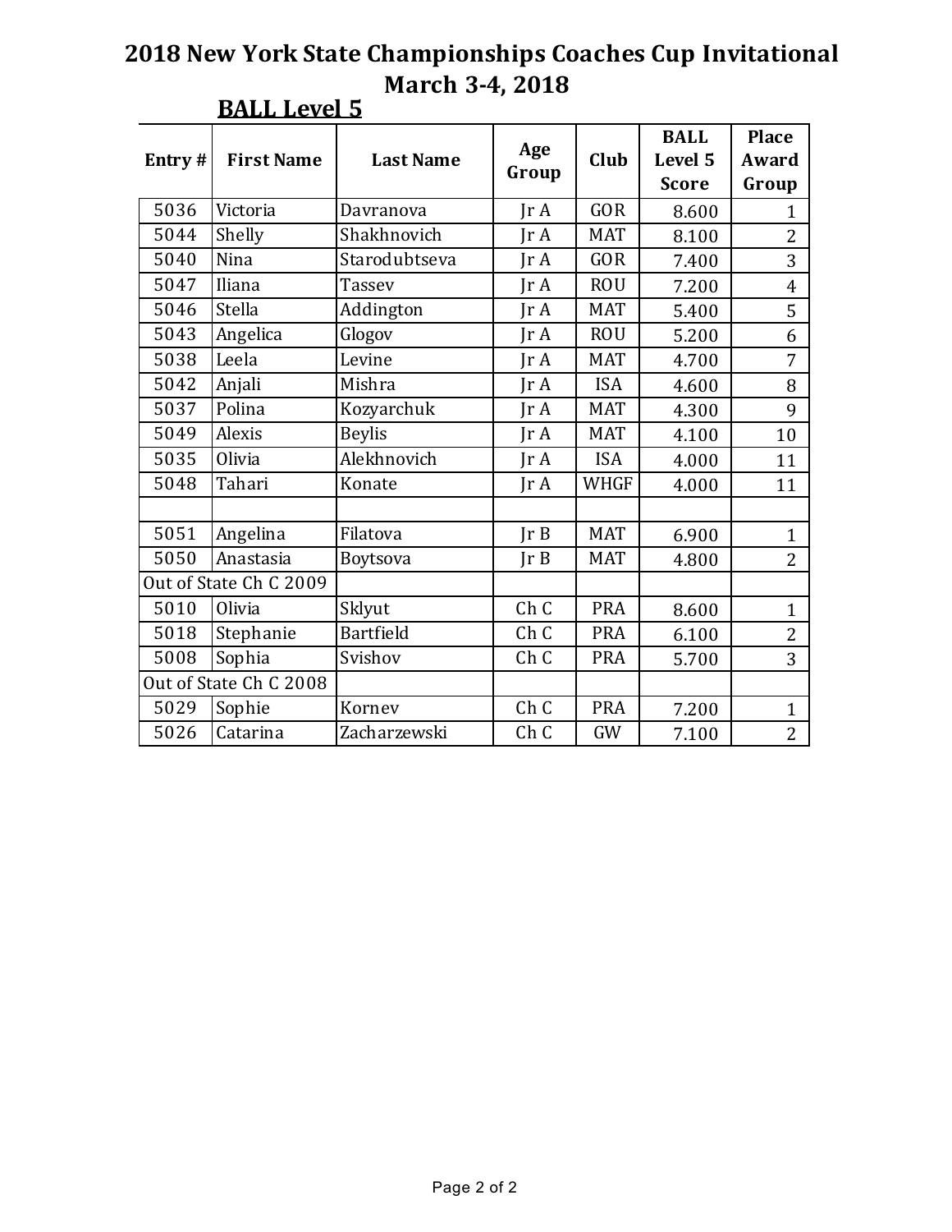# 2018 New York State Championships Coaches Cup Invitational
## March 3-4, 2018

### BALL Level 5

| Entry # | First Name | Last Name | Age Group | Club | BALL Level 5 Score | Place Award Group |
|---|---|---|---|---|---|---|
| 5036 | Victoria | Davranova | Jr A | GOR | 8.600 | 1 |
| 5044 | Shelly | Shakhnovich | Jr A | MAT | 8.100 | 2 |
| 5040 | Nina | Starodubtseva | Jr A | GOR | 7.400 | 3 |
| 5047 | Iliana | Tassev | Jr A | ROU | 7.200 | 4 |
| 5046 | Stella | Addington | Jr A | MAT | 5.400 | 5 |
| 5043 | Angelica | Glogov | Jr A | ROU | 5.200 | 6 |
| 5038 | Leela | Levine | Jr A | MAT | 4.700 | 7 |
| 5042 | Anjali | Mishra | Jr A | ISA | 4.600 | 8 |
| 5037 | Polina | Kozyarchuk | Jr A | MAT | 4.300 | 9 |
| 5049 | Alexis | Beylis | Jr A | MAT | 4.100 | 10 |
| 5035 | Olivia | Alekhnovich | Jr A | ISA | 4.000 | 11 |
| 5048 | Tahari | Konate | Jr A | WHGF | 4.000 | 11 |
| | | | | | | |
| 5051 | Angelina | Filatova | Jr B | MAT | 6.900 | 1 |
| 5050 | Anastasia | Boytsova | Jr B | MAT | 4.800 | 2 |
| Out of State Ch C 2009 | | | | | | |
| 5010 | Olivia | Sklyut | Ch C | PRA | 8.600 | 1 |
| 5018 | Stephanie | Bartfield | Ch C | PRA | 6.100 | 2 |
| 5008 | Sophia | Svishov | Ch C | PRA | 5.700 | 3 |
| Out of State Ch C 2008 | | | | | | |
| 5029 | Sophie | Kornev | Ch C | PRA | 7.200 | 1 |
| 5026 | Catarina | Zacharzewski | Ch C | GW | 7.100 | 2 |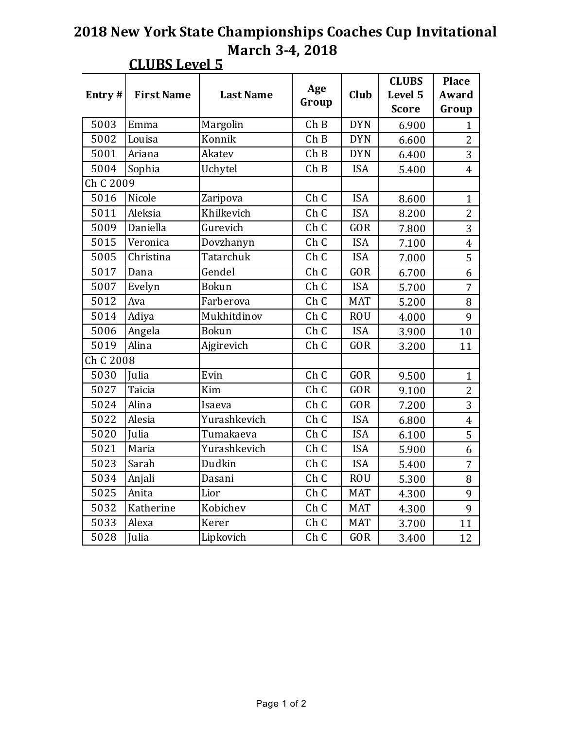# 2018 New York State Championships Coaches Cup Invitational
## March 3-4, 2018

### CLUBS Level 5

| Entry # | First Name | Last Name | Age Group | Club | CLUBS Level 5 Score | Place Award Group |
|---|---|---|---|---|---|---|
| 5003 | Emma | Margolin | Ch B | DYN | 6.900 | 1 |
| 5002 | Louisa | Konnik | Ch B | DYN | 6.600 | 2 |
| 5001 | Ariana | Akatev | Ch B | DYN | 6.400 | 3 |
| 5004 | Sophia | Uchytel | Ch B | ISA | 5.400 | 4 |
| Ch C 2009 | | | | | | |
| 5016 | Nicole | Zaripova | Ch C | ISA | 8.600 | 1 |
| 5011 | Aleksia | Khilkevich | Ch C | ISA | 8.200 | 2 |
| 5009 | Daniella | Gurevich | Ch C | GOR | 7.800 | 3 |
| 5015 | Veronica | Dovzhanyn | Ch C | ISA | 7.100 | 4 |
| 5005 | Christina | Tatarchuk | Ch C | ISA | 7.000 | 5 |
| 5017 | Dana | Gendel | Ch C | GOR | 6.700 | 6 |
| 5007 | Evelyn | Bokun | Ch C | ISA | 5.700 | 7 |
| 5012 | Ava | Farberova | Ch C | MAT | 5.200 | 8 |
| 5014 | Adiya | Mukhitdinov | Ch C | ROU | 4.000 | 9 |
| 5006 | Angela | Bokun | Ch C | ISA | 3.900 | 10 |
| 5019 | Alina | Ajgirevich | Ch C | GOR | 3.200 | 11 |
| Ch C 2008 | | | | | | |
| 5030 | Julia | Evin | Ch C | GOR | 9.500 | 1 |
| 5027 | Taicia | Kim | Ch C | GOR | 9.100 | 2 |
| 5024 | Alina | Isaeva | Ch C | GOR | 7.200 | 3 |
| 5022 | Alesia | Yurashkevich | Ch C | ISA | 6.800 | 4 |
| 5020 | Julia | Tumakaeva | Ch C | ISA | 6.100 | 5 |
| 5021 | Maria | Yurashkevich | Ch C | ISA | 5.900 | 6 |
| 5023 | Sarah | Dudkin | Ch C | ISA | 5.400 | 7 |
| 5034 | Anjali | Dasani | Ch C | ROU | 5.300 | 8 |
| 5025 | Anita | Lior | Ch C | MAT | 4.300 | 9 |
| 5032 | Katherine | Kobichev | Ch C | MAT | 4.300 | 9 |
| 5033 | Alexa | Kerer | Ch C | MAT | 3.700 | 11 |
| 5028 | Julia | Lipkovich | Ch C | GOR | 3.400 | 12 |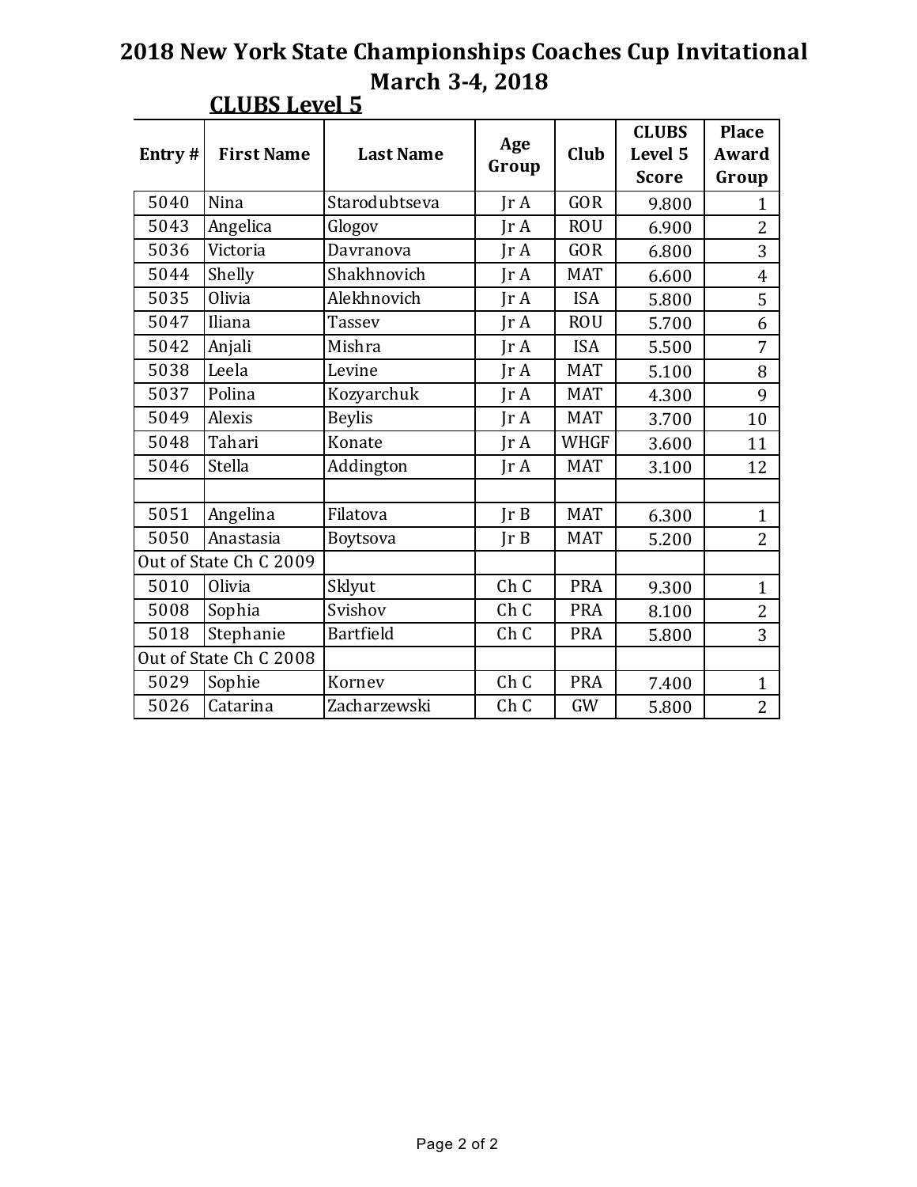# 2018 New York State Championships Coaches Cup Invitational
## March 3-4, 2018

### CLUBS Level 5

| Entry # | First Name | Last Name | Age Group | Club | CLUBS Level 5 Score | Place Award Group |
|---|---|---|---|---|---|---|
| 5040 | Nina | Starodubtseva | Jr A | GOR | 9.800 | 1 |
| 5043 | Angelica | Glogov | Jr A | ROU | 6.900 | 2 |
| 5036 | Victoria | Davranova | Jr A | GOR | 6.800 | 3 |
| 5044 | Shelly | Shakhnovich | Jr A | MAT | 6.600 | 4 |
| 5035 | Olivia | Alekhnovich | Jr A | ISA | 5.800 | 5 |
| 5047 | Iliana | Tassev | Jr A | ROU | 5.700 | 6 |
| 5042 | Anjali | Mishra | Jr A | ISA | 5.500 | 7 |
| 5038 | Leela | Levine | Jr A | MAT | 5.100 | 8 |
| 5037 | Polina | Kozyarchuk | Jr A | MAT | 4.300 | 9 |
| 5049 | Alexis | Beylis | Jr A | MAT | 3.700 | 10 |
| 5048 | Tahari | Konate | Jr A | WHGF | 3.600 | 11 |
| 5046 | Stella | Addington | Jr A | MAT | 3.100 | 12 |
| | | | | | | |
| 5051 | Angelina | Filatova | Jr B | MAT | 6.300 | 1 |
| 5050 | Anastasia | Boytsova | Jr B | MAT | 5.200 | 2 |
| Out of State Ch C 2009 | | | | | | |
| 5010 | Olivia | Sklyut | Ch C | PRA | 9.300 | 1 |
| 5008 | Sophia | Svishov | Ch C | PRA | 8.100 | 2 |
| 5018 | Stephanie | Bartfield | Ch C | PRA | 5.800 | 3 |
| Out of State Ch C 2008 | | | | | | |
| 5029 | Sophie | Kornev | Ch C | PRA | 7.400 | 1 |
| 5026 | Catarina | Zacharzewski | Ch C | GW | 5.800 | 2 |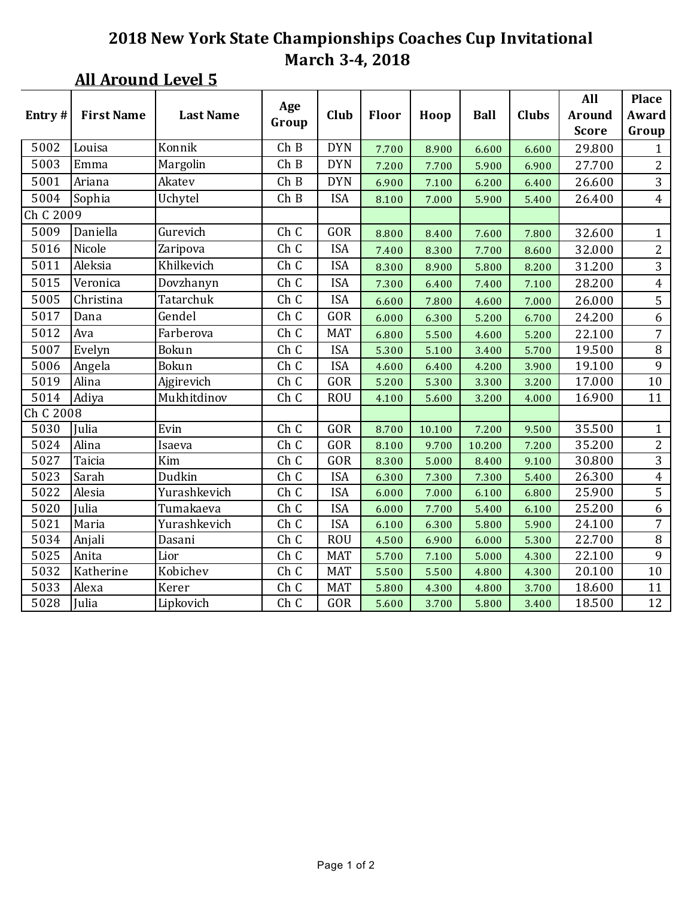# 2018 New York State Championships Coaches Cup Invitational
## March 3-4, 2018

### All Around Level 5

| Entry # | First Name | Last Name | Age Group | Club | Floor | Hoop | Ball | Clubs | All Around Score | Place Award Group |
|---|---|---|---|---|---|---|---|---|---|---|
| 5002 | Louisa | Konnik | Ch B | DYN | 7.700 | 8.900 | 6.600 | 6.600 | 29.800 | 1 |
| 5003 | Emma | Margolin | Ch B | DYN | 7.200 | 7.700 | 5.900 | 6.900 | 27.700 | 2 |
| 5001 | Ariana | Akatev | Ch B | DYN | 6.900 | 7.100 | 6.200 | 6.400 | 26.600 | 3 |
| 5004 | Sophia | Uchytel | Ch B | ISA | 8.100 | 7.000 | 5.900 | 5.400 | 26.400 | 4 |
| Ch C 2009 | | | | | | | | | | |
| 5009 | Daniella | Gurevich | Ch C | GOR | 8.800 | 8.400 | 7.600 | 7.800 | 32.600 | 1 |
| 5016 | Nicole | Zaripova | Ch C | ISA | 7.400 | 8.300 | 7.700 | 8.600 | 32.000 | 2 |
| 5011 | Aleksia | Khilkevich | Ch C | ISA | 8.300 | 8.900 | 5.800 | 8.200 | 31.200 | 3 |
| 5015 | Veronica | Dovzhanyn | Ch C | ISA | 7.300 | 6.400 | 7.400 | 7.100 | 28.200 | 4 |
| 5005 | Christina | Tatarchuk | Ch C | ISA | 6.600 | 7.800 | 4.600 | 7.000 | 26.000 | 5 |
| 5017 | Dana | Gendel | Ch C | GOR | 6.000 | 6.300 | 5.200 | 6.700 | 24.200 | 6 |
| 5012 | Ava | Farberova | Ch C | MAT | 6.800 | 5.500 | 4.600 | 5.200 | 22.100 | 7 |
| 5007 | Evelyn | Bokun | Ch C | ISA | 5.300 | 5.100 | 3.400 | 5.700 | 19.500 | 8 |
| 5006 | Angela | Bokun | Ch C | ISA | 4.600 | 6.400 | 4.200 | 3.900 | 19.100 | 9 |
| 5019 | Alina | Ajgirevich | Ch C | GOR | 5.200 | 5.300 | 3.300 | 3.200 | 17.000 | 10 |
| 5014 | Adiya | Mukhitdinov | Ch C | ROU | 4.100 | 5.600 | 3.200 | 4.000 | 16.900 | 11 |
| Ch C 2008 | | | | | | | | | | |
| 5030 | Julia | Evin | Ch C | GOR | 8.700 | 10.100 | 7.200 | 9.500 | 35.500 | 1 |
| 5024 | Alina | Isaeva | Ch C | GOR | 8.100 | 9.700 | 10.200 | 7.200 | 35.200 | 2 |
| 5027 | Taicia | Kim | Ch C | GOR | 8.300 | 5.000 | 8.400 | 9.100 | 30.800 | 3 |
| 5023 | Sarah | Dudkin | Ch C | ISA | 6.300 | 7.300 | 7.300 | 5.400 | 26.300 | 4 |
| 5022 | Alesia | Yurashkevich | Ch C | ISA | 6.000 | 7.000 | 6.100 | 6.800 | 25.900 | 5 |
| 5020 | Julia | Tumakaeva | Ch C | ISA | 6.000 | 7.700 | 5.400 | 6.100 | 25.200 | 6 |
| 5021 | Maria | Yurashkevich | Ch C | ISA | 6.100 | 6.300 | 5.800 | 5.900 | 24.100 | 7 |
| 5034 | Anjali | Dasani | Ch C | ROU | 4.500 | 6.900 | 6.000 | 5.300 | 22.700 | 8 |
| 5025 | Anita | Lior | Ch C | MAT | 5.700 | 7.100 | 5.000 | 4.300 | 22.100 | 9 |
| 5032 | Katherine | Kobichev | Ch C | MAT | 5.500 | 5.500 | 4.800 | 4.300 | 20.100 | 10 |
| 5033 | Alexa | Kerer | Ch C | MAT | 5.800 | 4.300 | 4.800 | 3.700 | 18.600 | 11 |
| 5028 | Julia | Lipkovich | Ch C | GOR | 5.600 | 3.700 | 5.800 | 3.400 | 18.500 | 12 |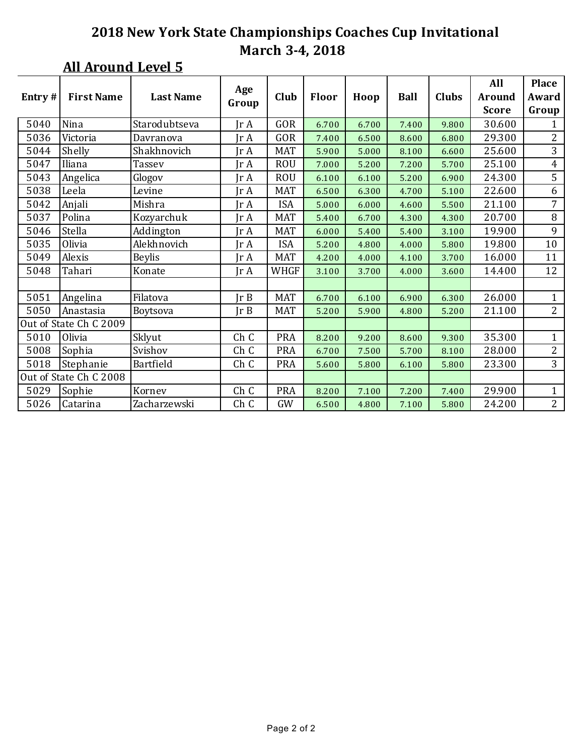# 2018 New York State Championships Coaches Cup Invitational

## March 3-4, 2018

### All Around Level 5

| Entry # | First Name | Last Name | Age Group | Club | Floor | Hoop | Ball | Clubs | All Around Score | Place Award Group |
|---|---|---|---|---|---|---|---|---|---|---|
| 5040 | Nina | Starodubtseva | Jr A | GOR | 6.700 | 6.700 | 7.400 | 9.800 | 30.600 | 1 |
| 5036 | Victoria | Davranova | Jr A | GOR | 7.400 | 6.500 | 8.600 | 6.800 | 29.300 | 2 |
| 5044 | Shelly | Shakhnovich | Jr A | MAT | 5.900 | 5.000 | 8.100 | 6.600 | 25.600 | 3 |
| 5047 | Iliana | Tassev | Jr A | ROU | 7.000 | 5.200 | 7.200 | 5.700 | 25.100 | 4 |
| 5043 | Angelica | Glogov | Jr A | ROU | 6.100 | 6.100 | 5.200 | 6.900 | 24.300 | 5 |
| 5038 | Leela | Levine | Jr A | MAT | 6.500 | 6.300 | 4.700 | 5.100 | 22.600 | 6 |
| 5042 | Anjali | Mishra | Jr A | ISA | 5.000 | 6.000 | 4.600 | 5.500 | 21.100 | 7 |
| 5037 | Polina | Kozyarchuk | Jr A | MAT | 5.400 | 6.700 | 4.300 | 4.300 | 20.700 | 8 |
| 5046 | Stella | Addington | Jr A | MAT | 6.000 | 5.400 | 5.400 | 3.100 | 19.900 | 9 |
| 5035 | Olivia | Alekhnovich | Jr A | ISA | 5.200 | 4.800 | 4.000 | 5.800 | 19.800 | 10 |
| 5049 | Alexis | Beylis | Jr A | MAT | 4.200 | 4.000 | 4.100 | 3.700 | 16.000 | 11 |
| 5048 | Tahari | Konate | Jr A | WHGF | 3.100 | 3.700 | 4.000 | 3.600 | 14.400 | 12 |
| | | | | | | | | | | |
| 5051 | Angelina | Filatova | Jr B | MAT | 6.700 | 6.100 | 6.900 | 6.300 | 26.000 | 1 |
| 5050 | Anastasia | Boytsova | Jr B | MAT | 5.200 | 5.900 | 4.800 | 5.200 | 21.100 | 2 |
| Out of State Ch C 2009 | | | | | | | | | | |
| 5010 | Olivia | Sklyut | Ch C | PRA | 8.200 | 9.200 | 8.600 | 9.300 | 35.300 | 1 |
| 5008 | Sophia | Svishov | Ch C | PRA | 6.700 | 7.500 | 5.700 | 8.100 | 28.000 | 2 |
| 5018 | Stephanie | Bartfield | Ch C | PRA | 5.600 | 5.800 | 6.100 | 5.800 | 23.300 | 3 |
| Out of State Ch C 2008 | | | | | | | | | | |
| 5029 | Sophie | Kornev | Ch C | PRA | 8.200 | 7.100 | 7.200 | 7.400 | 29.900 | 1 |
| 5026 | Catarina | Zacharzewski | Ch C | GW | 6.500 | 4.800 | 7.100 | 5.800 | 24.200 | 2 |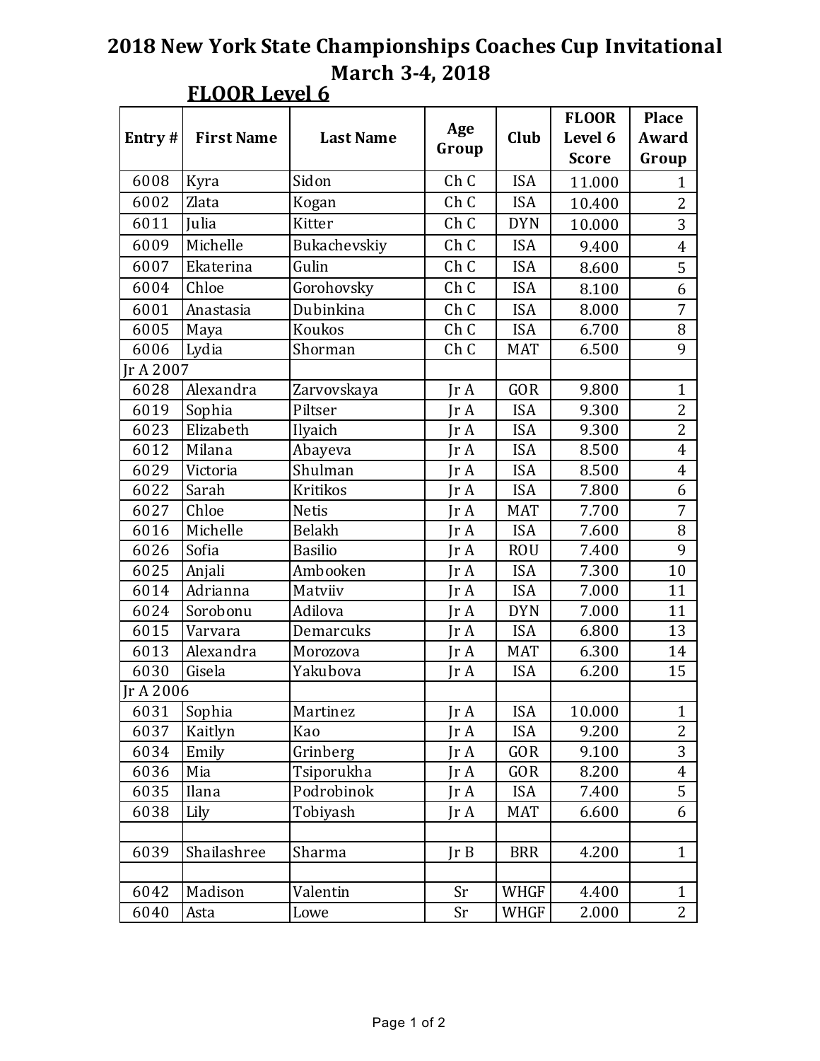# 2018 New York State Championships Coaches Cup Invitational

## March 3-4, 2018

### FLOOR Level 6

| Entry # | First Name | Last Name | Age Group | Club | FLOOR Level 6 Score | Place Award Group |
|---|---|---|---|---|---|---|
| 6008 | Kyra | Sidon | Ch C | ISA | 11.000 | 1 |
| 6002 | Zlata | Kogan | Ch C | ISA | 10.400 | 2 |
| 6011 | Julia | Kitter | Ch C | DYN | 10.000 | 3 |
| 6009 | Michelle | Bukachevskiy | Ch C | ISA | 9.400 | 4 |
| 6007 | Ekaterina | Gulin | Ch C | ISA | 8.600 | 5 |
| 6004 | Chloe | Gorohovsky | Ch C | ISA | 8.100 | 6 |
| 6001 | Anastasia | Dubinkina | Ch C | ISA | 8.000 | 7 |
| 6005 | Maya | Koukos | Ch C | ISA | 6.700 | 8 |
| 6006 | Lydia | Shorman | Ch C | MAT | 6.500 | 9 |
| Jr A 2007 | | | | | | |
| 6028 | Alexandra | Zarvovskaya | Jr A | GOR | 9.800 | 1 |
| 6019 | Sophia | Piltser | Jr A | ISA | 9.300 | 2 |
| 6023 | Elizabeth | Ilyaich | Jr A | ISA | 9.300 | 2 |
| 6012 | Milana | Abayeva | Jr A | ISA | 8.500 | 4 |
| 6029 | Victoria | Shulman | Jr A | ISA | 8.500 | 4 |
| 6022 | Sarah | Kritikos | Jr A | ISA | 7.800 | 6 |
| 6027 | Chloe | Netis | Jr A | MAT | 7.700 | 7 |
| 6016 | Michelle | Belakh | Jr A | ISA | 7.600 | 8 |
| 6026 | Sofia | Basilio | Jr A | ROU | 7.400 | 9 |
| 6025 | Anjali | Ambooken | Jr A | ISA | 7.300 | 10 |
| 6014 | Adrianna | Matviiv | Jr A | ISA | 7.000 | 11 |
| 6024 | Sorobonu | Adilova | Jr A | DYN | 7.000 | 11 |
| 6015 | Varvara | Demarcuks | Jr A | ISA | 6.800 | 13 |
| 6013 | Alexandra | Morozova | Jr A | MAT | 6.300 | 14 |
| 6030 | Gisela | Yakubova | Jr A | ISA | 6.200 | 15 |
| Jr A 2006 | | | | | | |
| 6031 | Sophia | Martinez | Jr A | ISA | 10.000 | 1 |
| 6037 | Kaitlyn | Kao | Jr A | ISA | 9.200 | 2 |
| 6034 | Emily | Grinberg | Jr A | GOR | 9.100 | 3 |
| 6036 | Mia | Tsiporukha | Jr A | GOR | 8.200 | 4 |
| 6035 | Ilana | Podrobinok | Jr A | ISA | 7.400 | 5 |
| 6038 | Lily | Tobiyash | Jr A | MAT | 6.600 | 6 |
| | | | | | | |
| 6039 | Shailashree | Sharma | Jr B | BRR | 4.200 | 1 |
| | | | | | | |
| 6042 | Madison | Valentin | Sr | WHGF | 4.400 | 1 |
| 6040 | Asta | Lowe | Sr | WHGF | 2.000 | 2 |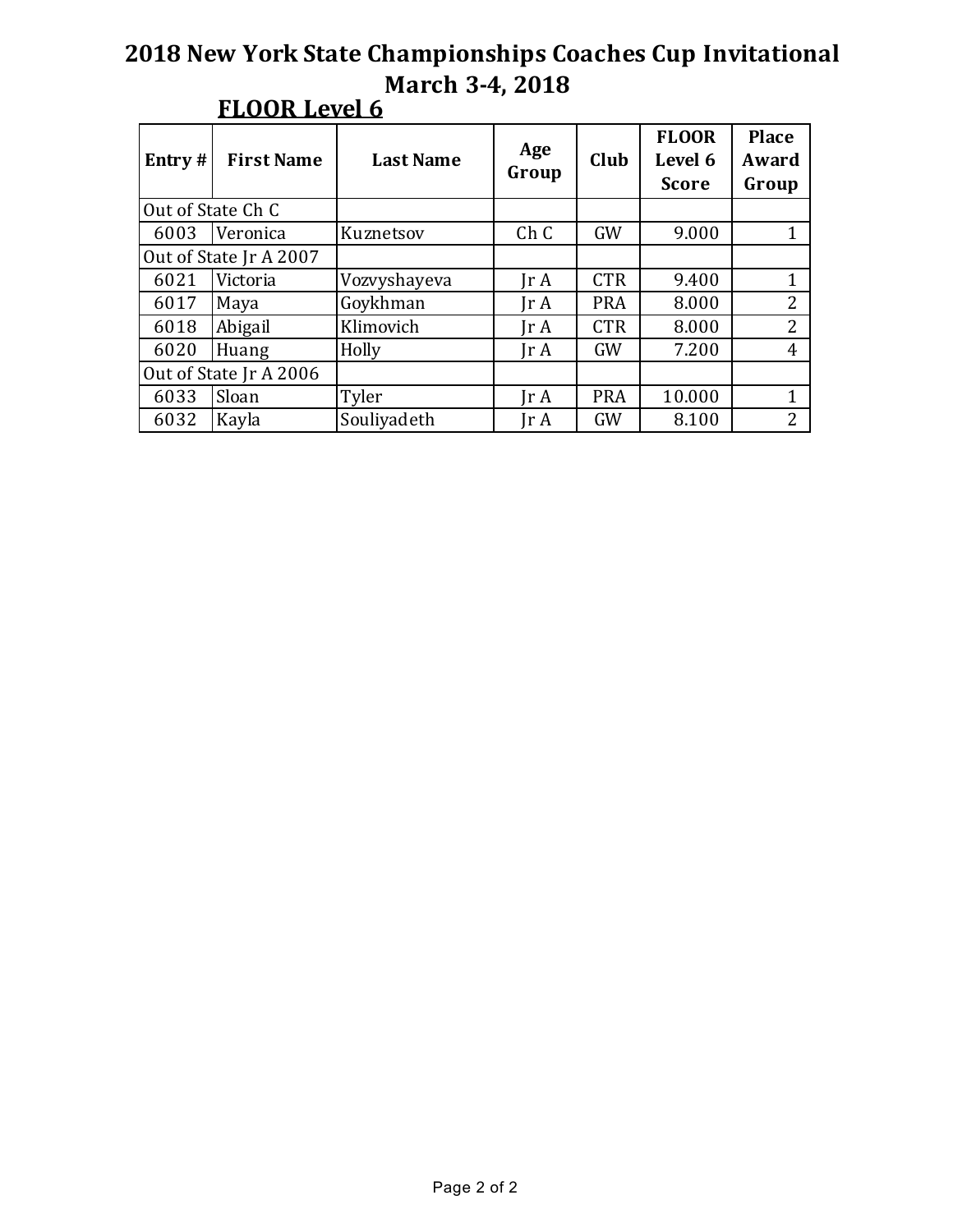# 2018 New York State Championships Coaches Cup Invitational
## March 3-4, 2018

### FLOOR Level 6

| Entry # | First Name | Last Name | Age Group | Club | FLOOR Level 6 Score | Place Award Group |
|---|---|---|---|---|---|---|
| Out of State Ch C | | | | | | |
| 6003 | Veronica | Kuznetsov | Ch C | GW | 9.000 | 1 |
| Out of State Jr A 2007 | | | | | | |
| 6021 | Victoria | Vozvyshayeva | Jr A | CTR | 9.400 | 1 |
| 6017 | Maya | Goykhman | Jr A | PRA | 8.000 | 2 |
| 6018 | Abigail | Klimovich | Jr A | CTR | 8.000 | 2 |
| 6020 | Huang | Holly | Jr A | GW | 7.200 | 4 |
| Out of State Jr A 2006 | | | | | | |
| 6033 | Sloan | Tyler | Jr A | PRA | 10.000 | 1 |
| 6032 | Kayla | Souliyadeth | Jr A | GW | 8.100 | 2 |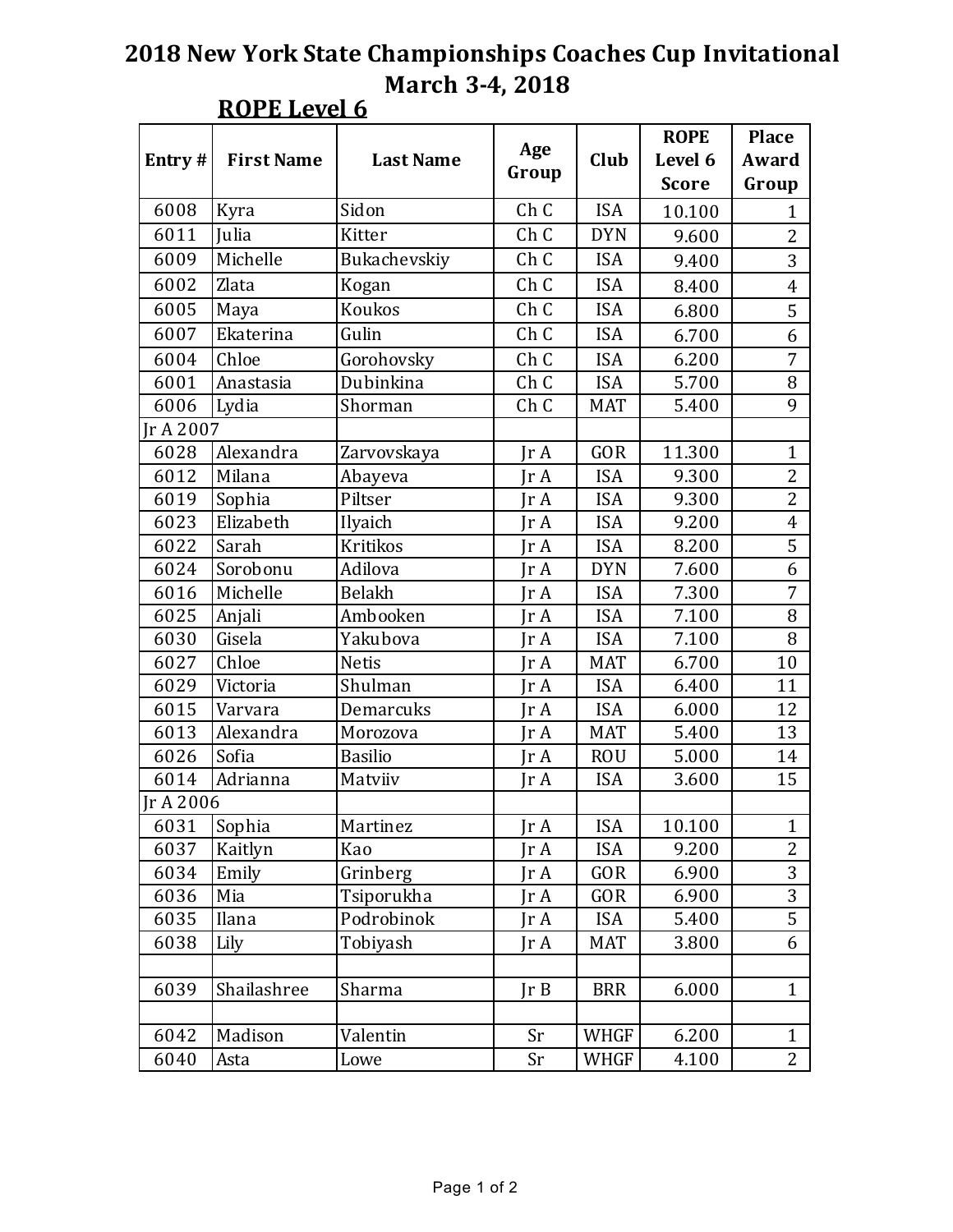# 2018 New York State Championships Coaches Cup Invitational
## March 3-4, 2018

### ROPE Level 6

| Entry # | First Name | Last Name | Age Group | Club | ROPE Level 6 Score | Place Award Group |
|---|---|---|---|---|---|---|
| 6008 | Kyra | Sidon | Ch C | ISA | 10.100 | 1 |
| 6011 | Julia | Kitter | Ch C | DYN | 9.600 | 2 |
| 6009 | Michelle | Bukachevskiy | Ch C | ISA | 9.400 | 3 |
| 6002 | Zlata | Kogan | Ch C | ISA | 8.400 | 4 |
| 6005 | Maya | Koukos | Ch C | ISA | 6.800 | 5 |
| 6007 | Ekaterina | Gulin | Ch C | ISA | 6.700 | 6 |
| 6004 | Chloe | Gorohovsky | Ch C | ISA | 6.200 | 7 |
| 6001 | Anastasia | Dubinkina | Ch C | ISA | 5.700 | 8 |
| 6006 | Lydia | Shorman | Ch C | MAT | 5.400 | 9 |
| Jr A 2007 | | | | | | |
| 6028 | Alexandra | Zarvovskaya | Jr A | GOR | 11.300 | 1 |
| 6012 | Milana | Abayeva | Jr A | ISA | 9.300 | 2 |
| 6019 | Sophia | Piltser | Jr A | ISA | 9.300 | 2 |
| 6023 | Elizabeth | Ilyaich | Jr A | ISA | 9.200 | 4 |
| 6022 | Sarah | Kritikos | Jr A | ISA | 8.200 | 5 |
| 6024 | Sorobonu | Adilova | Jr A | DYN | 7.600 | 6 |
| 6016 | Michelle | Belakh | Jr A | ISA | 7.300 | 7 |
| 6025 | Anjali | Ambooken | Jr A | ISA | 7.100 | 8 |
| 6030 | Gisela | Yakubova | Jr A | ISA | 7.100 | 8 |
| 6027 | Chloe | Netis | Jr A | MAT | 6.700 | 10 |
| 6029 | Victoria | Shulman | Jr A | ISA | 6.400 | 11 |
| 6015 | Varvara | Demarcuks | Jr A | ISA | 6.000 | 12 |
| 6013 | Alexandra | Morozova | Jr A | MAT | 5.400 | 13 |
| 6026 | Sofia | Basilio | Jr A | ROU | 5.000 | 14 |
| 6014 | Adrianna | Matviiv | Jr A | ISA | 3.600 | 15 |
| Jr A 2006 | | | | | | |
| 6031 | Sophia | Martinez | Jr A | ISA | 10.100 | 1 |
| 6037 | Kaitlyn | Kao | Jr A | ISA | 9.200 | 2 |
| 6034 | Emily | Grinberg | Jr A | GOR | 6.900 | 3 |
| 6036 | Mia | Tsiporukha | Jr A | GOR | 6.900 | 3 |
| 6035 | Ilana | Podrobinok | Jr A | ISA | 5.400 | 5 |
| 6038 | Lily | Tobiyash | Jr A | MAT | 3.800 | 6 |
| | | | | | | |
| 6039 | Shailashree | Sharma | Jr B | BRR | 6.000 | 1 |
| | | | | | | |
| 6042 | Madison | Valentin | Sr | WHGF | 6.200 | 1 |
| 6040 | Asta | Lowe | Sr | WHGF | 4.100 | 2 |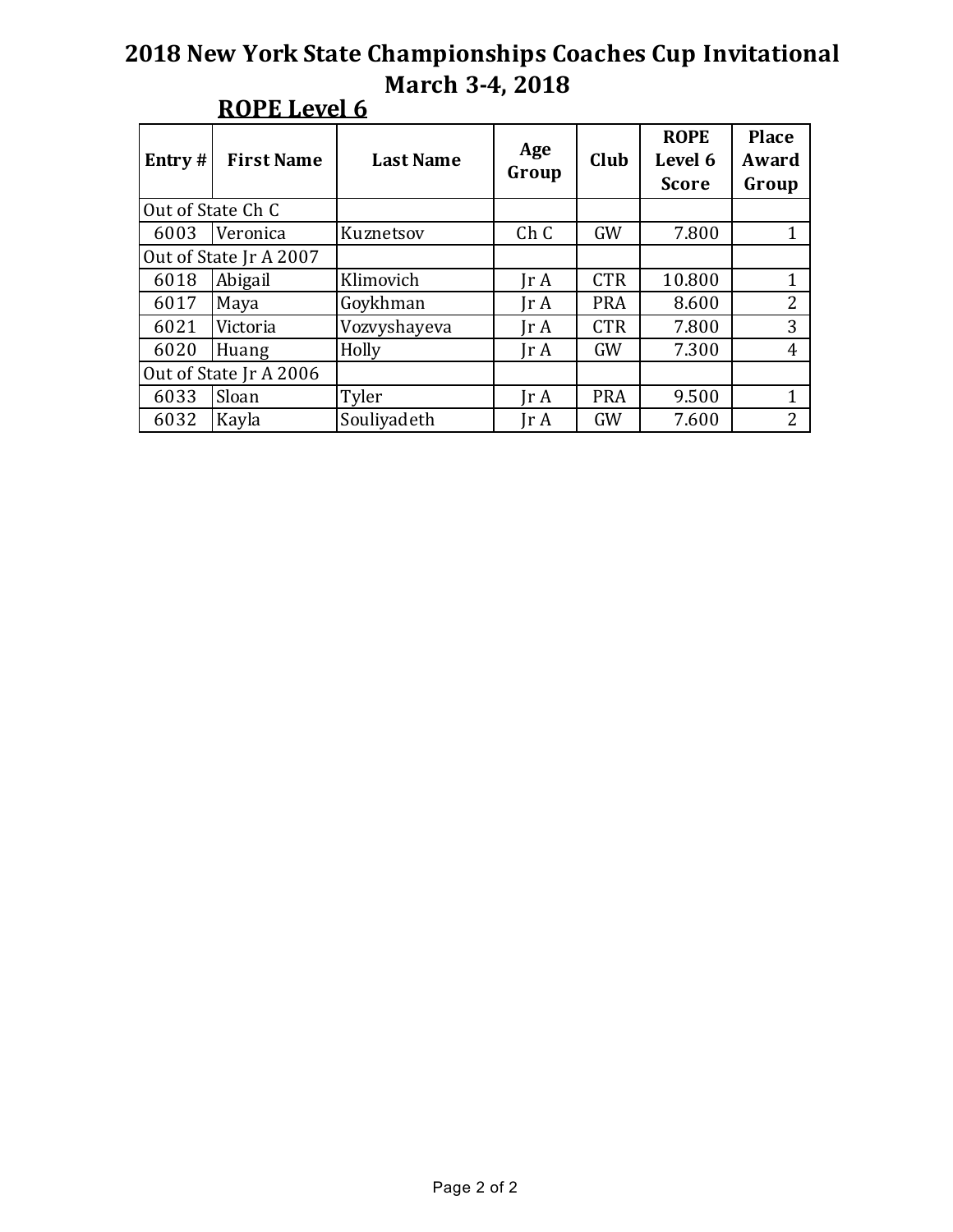# 2018 New York State Championships Coaches Cup Invitational
## March 3-4, 2018

### ROPE Level 6

| Entry # | First Name | Last Name | Age Group | Club | ROPE Level 6 Score | Place Award Group |
|---|---|---|---|---|---|---|
| Out of State Ch C | | | | | | |
| 6003 | Veronica | Kuznetsov | Ch C | GW | 7.800 | 1 |
| Out of State Jr A 2007 | | | | | | |
| 6018 | Abigail | Klimovich | Jr A | CTR | 10.800 | 1 |
| 6017 | Maya | Goykhman | Jr A | PRA | 8.600 | 2 |
| 6021 | Victoria | Vozvyshayeva | Jr A | CTR | 7.800 | 3 |
| 6020 | Huang | Holly | Jr A | GW | 7.300 | 4 |
| Out of State Jr A 2006 | | | | | | |
| 6033 | Sloan | Tyler | Jr A | PRA | 9.500 | 1 |
| 6032 | Kayla | Souliyadeth | Jr A | GW | 7.600 | 2 |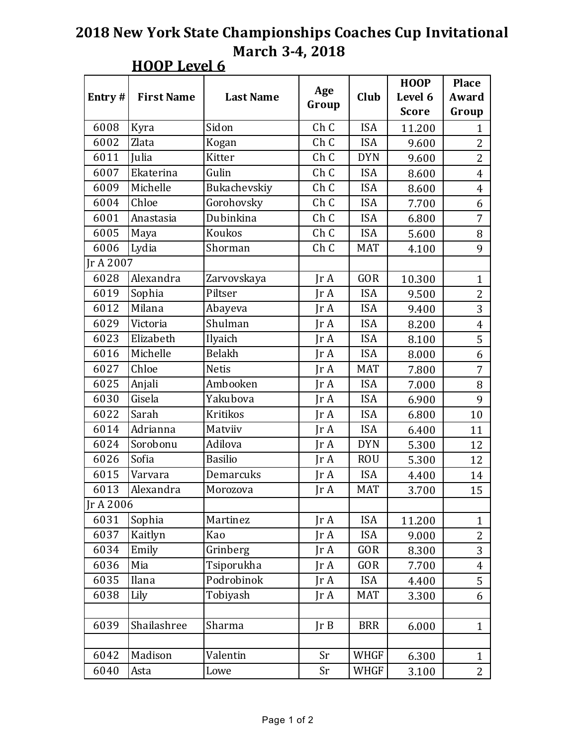# 2018 New York State Championships Coaches Cup Invitational

## March 3-4, 2018

### HOOP Level 6

| Entry # | First Name | Last Name | Age Group | Club | HOOP Level 6 Score | Place Award Group |
|---|---|---|---|---|---|---|
| 6008 | Kyra | Sidon | Ch C | ISA | 11.200 | 1 |
| 6002 | Zlata | Kogan | Ch C | ISA | 9.600 | 2 |
| 6011 | Julia | Kitter | Ch C | DYN | 9.600 | 2 |
| 6007 | Ekaterina | Gulin | Ch C | ISA | 8.600 | 4 |
| 6009 | Michelle | Bukachevskiy | Ch C | ISA | 8.600 | 4 |
| 6004 | Chloe | Gorohovsky | Ch C | ISA | 7.700 | 6 |
| 6001 | Anastasia | Dubinkina | Ch C | ISA | 6.800 | 7 |
| 6005 | Maya | Koukos | Ch C | ISA | 5.600 | 8 |
| 6006 | Lydia | Shorman | Ch C | MAT | 4.100 | 9 |
| Jr A 2007 | | | | | | |
| 6028 | Alexandra | Zarvovskaya | Jr A | GOR | 10.300 | 1 |
| 6019 | Sophia | Piltser | Jr A | ISA | 9.500 | 2 |
| 6012 | Milana | Abayeva | Jr A | ISA | 9.400 | 3 |
| 6029 | Victoria | Shulman | Jr A | ISA | 8.200 | 4 |
| 6023 | Elizabeth | Ilyaich | Jr A | ISA | 8.100 | 5 |
| 6016 | Michelle | Belakh | Jr A | ISA | 8.000 | 6 |
| 6027 | Chloe | Netis | Jr A | MAT | 7.800 | 7 |
| 6025 | Anjali | Ambooken | Jr A | ISA | 7.000 | 8 |
| 6030 | Gisela | Yakubova | Jr A | ISA | 6.900 | 9 |
| 6022 | Sarah | Kritikos | Jr A | ISA | 6.800 | 10 |
| 6014 | Adrianna | Matviiv | Jr A | ISA | 6.400 | 11 |
| 6024 | Sorobonu | Adilova | Jr A | DYN | 5.300 | 12 |
| 6026 | Sofia | Basilio | Jr A | ROU | 5.300 | 12 |
| 6015 | Varvara | Demarcuks | Jr A | ISA | 4.400 | 14 |
| 6013 | Alexandra | Morozova | Jr A | MAT | 3.700 | 15 |
| Jr A 2006 | | | | | | |
| 6031 | Sophia | Martinez | Jr A | ISA | 11.200 | 1 |
| 6037 | Kaitlyn | Kao | Jr A | ISA | 9.000 | 2 |
| 6034 | Emily | Grinberg | Jr A | GOR | 8.300 | 3 |
| 6036 | Mia | Tsiporukha | Jr A | GOR | 7.700 | 4 |
| 6035 | Ilana | Podrobinok | Jr A | ISA | 4.400 | 5 |
| 6038 | Lily | Tobiyash | Jr A | MAT | 3.300 | 6 |
| | | | | | | |
| 6039 | Shailashree | Sharma | Jr B | BRR | 6.000 | 1 |
| | | | | | | |
| 6042 | Madison | Valentin | Sr | WHGF | 6.300 | 1 |
| 6040 | Asta | Lowe | Sr | WHGF | 3.100 | 2 |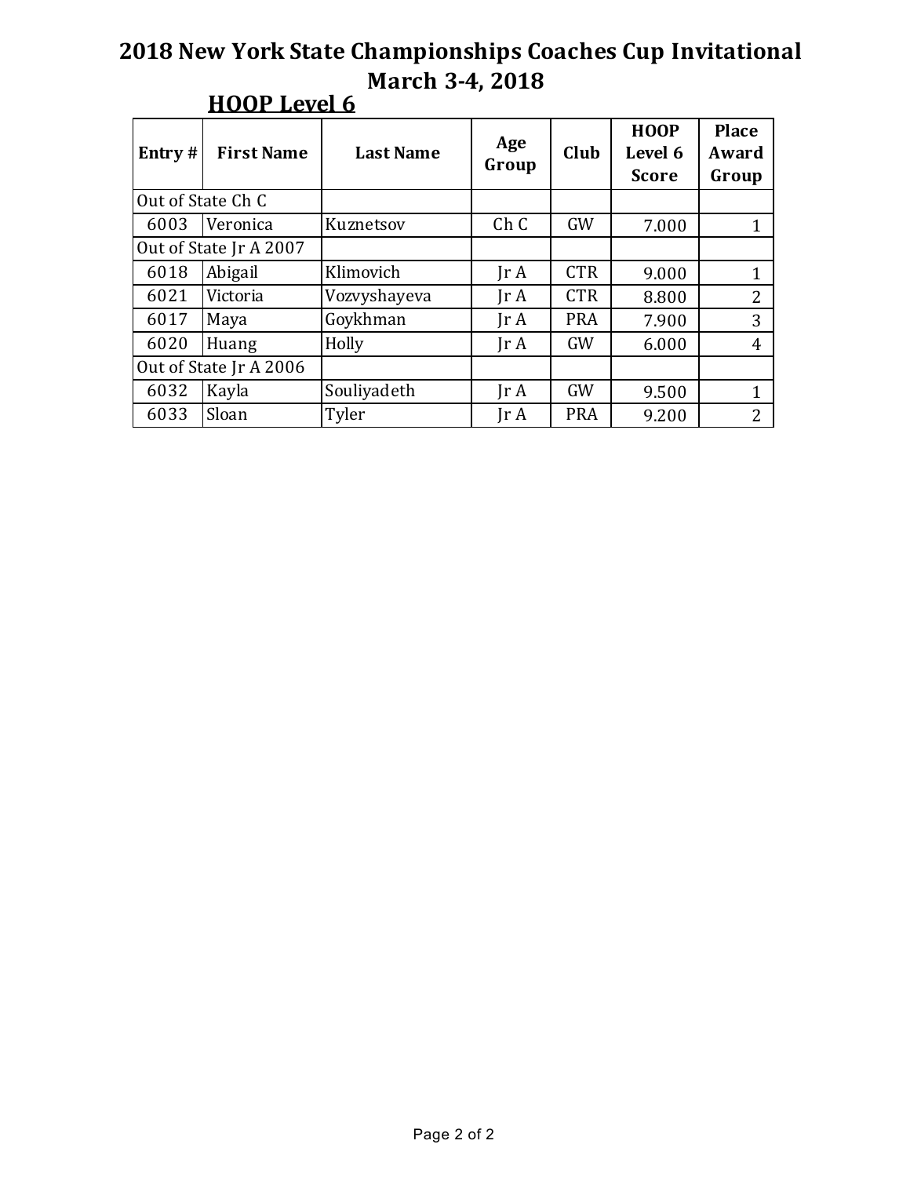# 2018 New York State Championships Coaches Cup Invitational

## March 3-4, 2018

### HOOP Level 6

| Entry # | First Name | Last Name | Age Group | Club | HOOP Level 6 Score | Place Award Group |
|---|---|---|---|---|---|---|
| Out of State Ch C | | | | | | |
| 6003 | Veronica | Kuznetsov | Ch C | GW | 7.000 | 1 |
| Out of State Jr A 2007 | | | | | | |
| 6018 | Abigail | Klimovich | Jr A | CTR | 9.000 | 1 |
| 6021 | Victoria | Vozvyshayeva | Jr A | CTR | 8.800 | 2 |
| 6017 | Maya | Goykhman | Jr A | PRA | 7.900 | 3 |
| 6020 | Huang | Holly | Jr A | GW | 6.000 | 4 |
| Out of State Jr A 2006 | | | | | | |
| 6032 | Kayla | Souliyadeth | Jr A | GW | 9.500 | 1 |
| 6033 | Sloan | Tyler | Jr A | PRA | 9.200 | 2 |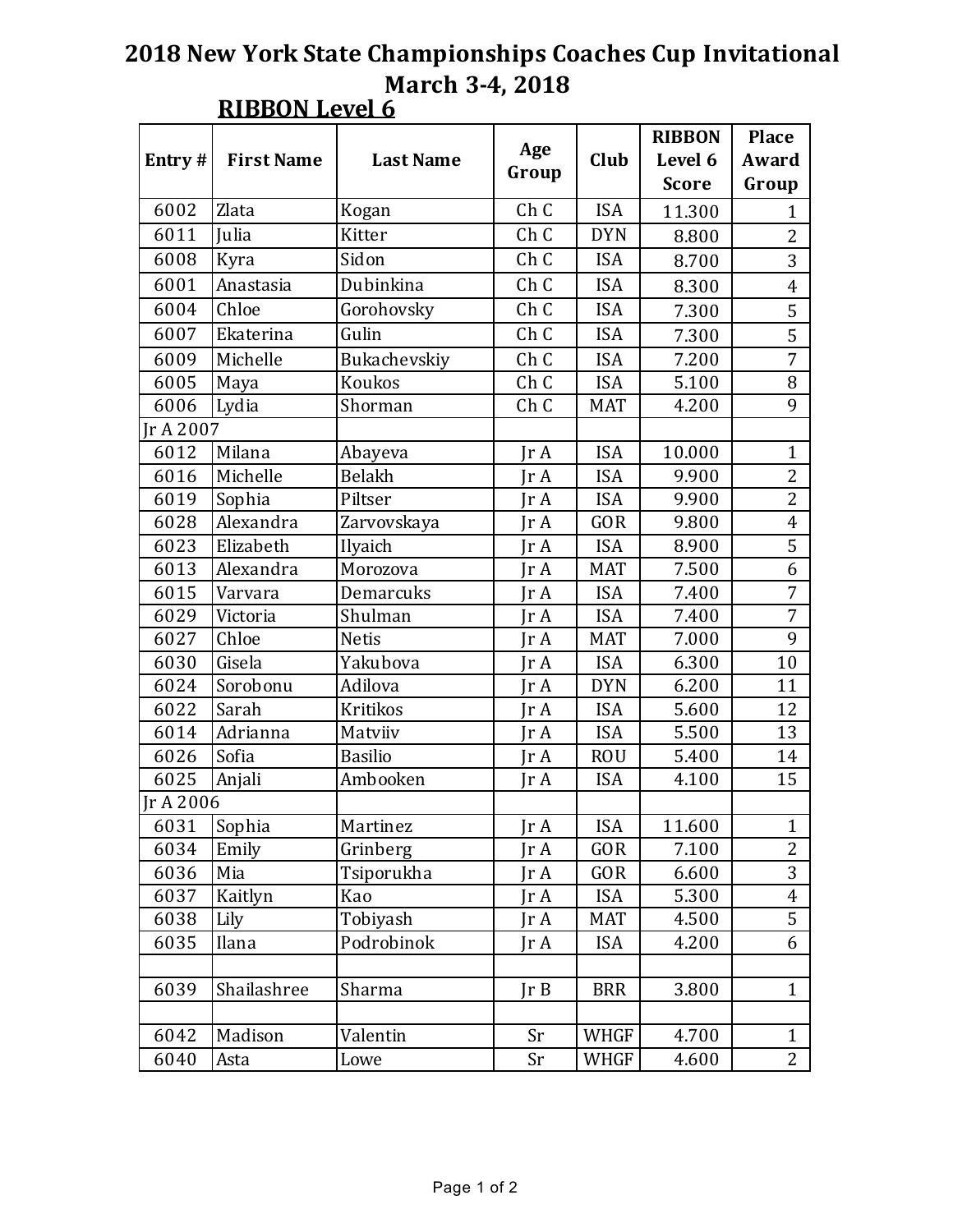# 2018 New York State Championships Coaches Cup Invitational

## March 3-4, 2018

### RIBBON Level 6

| Entry # | First Name | Last Name | Age Group | Club | RIBBON Level 6 Score | Place Award Group |
|---|---|---|---|---|---|---|
| 6002 | Zlata | Kogan | Ch C | ISA | 11.300 | 1 |
| 6011 | Julia | Kitter | Ch C | DYN | 8.800 | 2 |
| 6008 | Kyra | Sidon | Ch C | ISA | 8.700 | 3 |
| 6001 | Anastasia | Dubinkina | Ch C | ISA | 8.300 | 4 |
| 6004 | Chloe | Gorohovsky | Ch C | ISA | 7.300 | 5 |
| 6007 | Ekaterina | Gulin | Ch C | ISA | 7.300 | 5 |
| 6009 | Michelle | Bukachevskiy | Ch C | ISA | 7.200 | 7 |
| 6005 | Maya | Koukos | Ch C | ISA | 5.100 | 8 |
| 6006 | Lydia | Shorman | Ch C | MAT | 4.200 | 9 |
| Jr A 2007 | | | | | | |
| 6012 | Milana | Abayeva | Jr A | ISA | 10.000 | 1 |
| 6016 | Michelle | Belakh | Jr A | ISA | 9.900 | 2 |
| 6019 | Sophia | Piltser | Jr A | ISA | 9.900 | 2 |
| 6028 | Alexandra | Zarvovskaya | Jr A | GOR | 9.800 | 4 |
| 6023 | Elizabeth | Ilyaich | Jr A | ISA | 8.900 | 5 |
| 6013 | Alexandra | Morozova | Jr A | MAT | 7.500 | 6 |
| 6015 | Varvara | Demarcuks | Jr A | ISA | 7.400 | 7 |
| 6029 | Victoria | Shulman | Jr A | ISA | 7.400 | 7 |
| 6027 | Chloe | Netis | Jr A | MAT | 7.000 | 9 |
| 6030 | Gisela | Yakubova | Jr A | ISA | 6.300 | 10 |
| 6024 | Sorobonu | Adilova | Jr A | DYN | 6.200 | 11 |
| 6022 | Sarah | Kritikos | Jr A | ISA | 5.600 | 12 |
| 6014 | Adrianna | Matviiv | Jr A | ISA | 5.500 | 13 |
| 6026 | Sofia | Basilio | Jr A | ROU | 5.400 | 14 |
| 6025 | Anjali | Ambooken | Jr A | ISA | 4.100 | 15 |
| Jr A 2006 | | | | | | |
| 6031 | Sophia | Martinez | Jr A | ISA | 11.600 | 1 |
| 6034 | Emily | Grinberg | Jr A | GOR | 7.100 | 2 |
| 6036 | Mia | Tsiporukha | Jr A | GOR | 6.600 | 3 |
| 6037 | Kaitlyn | Kao | Jr A | ISA | 5.300 | 4 |
| 6038 | Lily | Tobiyash | Jr A | MAT | 4.500 | 5 |
| 6035 | Ilana | Podrobinok | Jr A | ISA | 4.200 | 6 |
| | | | | | | |
| 6039 | Shailashree | Sharma | Jr B | BRR | 3.800 | 1 |
| | | | | | | |
| 6042 | Madison | Valentin | Sr | WHGF | 4.700 | 1 |
| 6040 | Asta | Lowe | Sr | WHGF | 4.600 | 2 |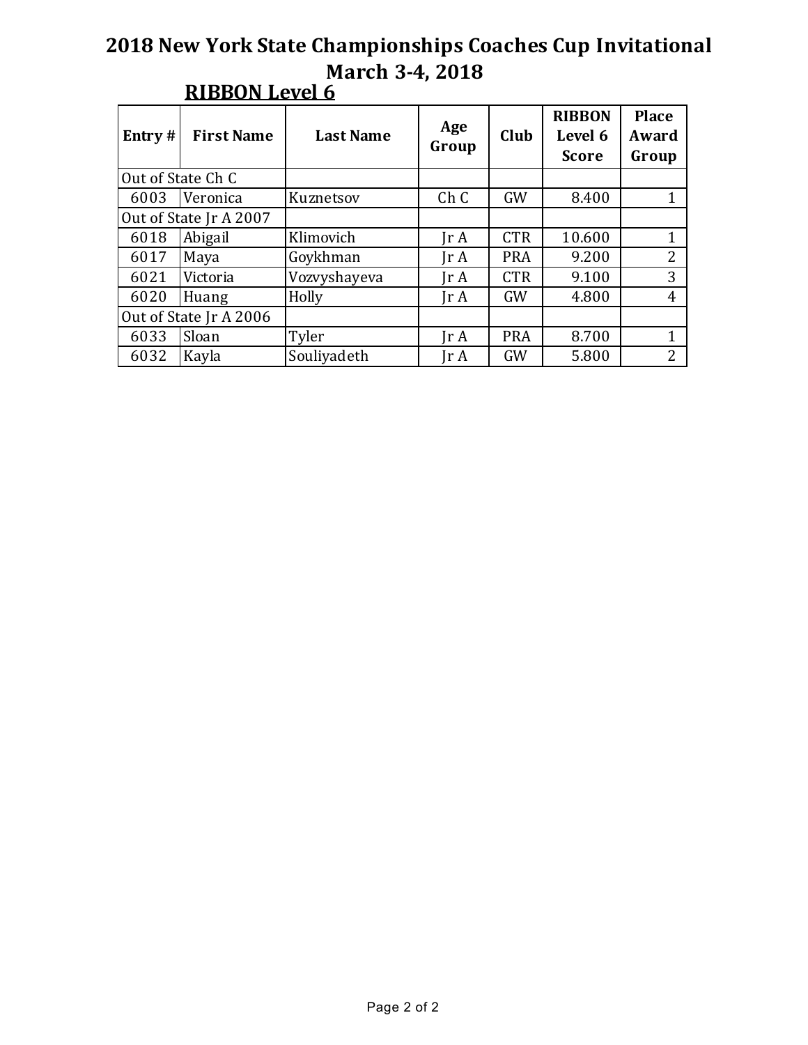# 2018 New York State Championships Coaches Cup Invitational

## March 3-4, 2018

### RIBBON Level 6

| Entry # | First Name | Last Name | Age Group | Club | RIBBON Level 6 Score | Place Award Group |
|---|---|---|---|---|---|---|
| Out of State Ch C | | | | | | |
| 6003 | Veronica | Kuznetsov | Ch C | GW | 8.400 | 1 |
| Out of State Jr A 2007 | | | | | | |
| 6018 | Abigail | Klimovich | Jr A | CTR | 10.600 | 1 |
| 6017 | Maya | Goykhman | Jr A | PRA | 9.200 | 2 |
| 6021 | Victoria | Vozvyshayeva | Jr A | CTR | 9.100 | 3 |
| 6020 | Huang | Holly | Jr A | GW | 4.800 | 4 |
| Out of State Jr A 2006 | | | | | | |
| 6033 | Sloan | Tyler | Jr A | PRA | 8.700 | 1 |
| 6032 | Kayla | Souliyadeth | Jr A | GW | 5.800 | 2 |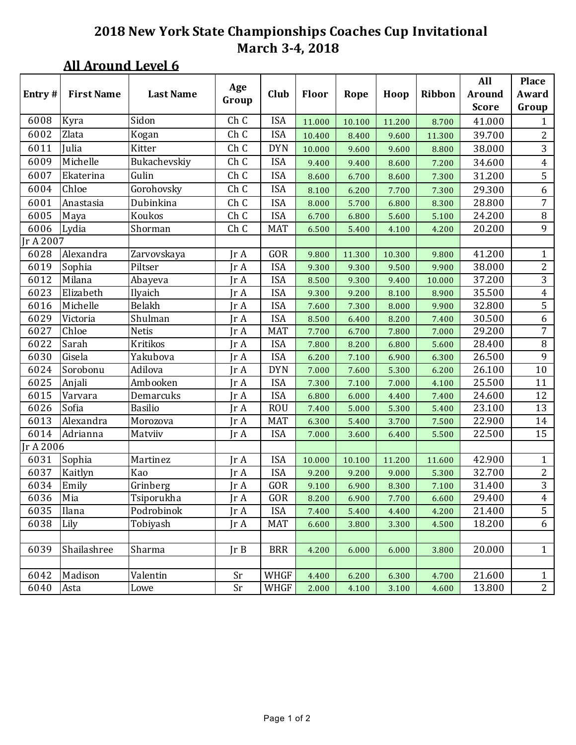# 2018 New York State Championships Coaches Cup Invitational
## March 3-4, 2018

### All Around Level 6

| Entry # | First Name | Last Name | Age Group | Club | Floor | Rope | Hoop | Ribbon | All Around Score | Place Award Group |
|---|---|---|---|---|---|---|---|---|---|---|
| 6008 | Kyra | Sidon | Ch C | ISA | 11.000 | 10.100 | 11.200 | 8.700 | 41.000 | 1 |
| 6002 | Zlata | Kogan | Ch C | ISA | 10.400 | 8.400 | 9.600 | 11.300 | 39.700 | 2 |
| 6011 | Julia | Kitter | Ch C | DYN | 10.000 | 9.600 | 9.600 | 8.800 | 38.000 | 3 |
| 6009 | Michelle | Bukachevskiy | Ch C | ISA | 9.400 | 9.400 | 8.600 | 7.200 | 34.600 | 4 |
| 6007 | Ekaterina | Gulin | Ch C | ISA | 8.600 | 6.700 | 8.600 | 7.300 | 31.200 | 5 |
| 6004 | Chloe | Gorohovsky | Ch C | ISA | 8.100 | 6.200 | 7.700 | 7.300 | 29.300 | 6 |
| 6001 | Anastasia | Dubinkina | Ch C | ISA | 8.000 | 5.700 | 6.800 | 8.300 | 28.800 | 7 |
| 6005 | Maya | Koukos | Ch C | ISA | 6.700 | 6.800 | 5.600 | 5.100 | 24.200 | 8 |
| 6006 | Lydia | Shorman | Ch C | MAT | 6.500 | 5.400 | 4.100 | 4.200 | 20.200 | 9 |
| Jr A 2007 | | | | | | | | | | |
| 6028 | Alexandra | Zarvovskaya | Jr A | GOR | 9.800 | 11.300 | 10.300 | 9.800 | 41.200 | 1 |
| 6019 | Sophia | Piltser | Jr A | ISA | 9.300 | 9.300 | 9.500 | 9.900 | 38.000 | 2 |
| 6012 | Milana | Abayeva | Jr A | ISA | 8.500 | 9.300 | 9.400 | 10.000 | 37.200 | 3 |
| 6023 | Elizabeth | Ilyaich | Jr A | ISA | 9.300 | 9.200 | 8.100 | 8.900 | 35.500 | 4 |
| 6016 | Michelle | Belakh | Jr A | ISA | 7.600 | 7.300 | 8.000 | 9.900 | 32.800 | 5 |
| 6029 | Victoria | Shulman | Jr A | ISA | 8.500 | 6.400 | 8.200 | 7.400 | 30.500 | 6 |
| 6027 | Chloe | Netis | Jr A | MAT | 7.700 | 6.700 | 7.800 | 7.000 | 29.200 | 7 |
| 6022 | Sarah | Kritikos | Jr A | ISA | 7.800 | 8.200 | 6.800 | 5.600 | 28.400 | 8 |
| 6030 | Gisela | Yakubova | Jr A | ISA | 6.200 | 7.100 | 6.900 | 6.300 | 26.500 | 9 |
| 6024 | Sorobonu | Adilova | Jr A | DYN | 7.000 | 7.600 | 5.300 | 6.200 | 26.100 | 10 |
| 6025 | Anjali | Ambooken | Jr A | ISA | 7.300 | 7.100 | 7.000 | 4.100 | 25.500 | 11 |
| 6015 | Varvara | Demarcuks | Jr A | ISA | 6.800 | 6.000 | 4.400 | 7.400 | 24.600 | 12 |
| 6026 | Sofia | Basilio | Jr A | ROU | 7.400 | 5.000 | 5.300 | 5.400 | 23.100 | 13 |
| 6013 | Alexandra | Morozova | Jr A | MAT | 6.300 | 5.400 | 3.700 | 7.500 | 22.900 | 14 |
| 6014 | Adrianna | Matviiv | Jr A | ISA | 7.000 | 3.600 | 6.400 | 5.500 | 22.500 | 15 |
| Jr A 2006 | | | | | | | | | | |
| 6031 | Sophia | Martinez | Jr A | ISA | 10.000 | 10.100 | 11.200 | 11.600 | 42.900 | 1 |
| 6037 | Kaitlyn | Kao | Jr A | ISA | 9.200 | 9.200 | 9.000 | 5.300 | 32.700 | 2 |
| 6034 | Emily | Grinberg | Jr A | GOR | 9.100 | 6.900 | 8.300 | 7.100 | 31.400 | 3 |
| 6036 | Mia | Tsiporukha | Jr A | GOR | 8.200 | 6.900 | 7.700 | 6.600 | 29.400 | 4 |
| 6035 | Ilana | Podrobinok | Jr A | ISA | 7.400 | 5.400 | 4.400 | 4.200 | 21.400 | 5 |
| 6038 | Lily | Tobiyash | Jr A | MAT | 6.600 | 3.800 | 3.300 | 4.500 | 18.200 | 6 |
| | | | | | | | | | | |
| 6039 | Shailashree | Sharma | Jr B | BRR | 4.200 | 6.000 | 6.000 | 3.800 | 20.000 | 1 |
| | | | | | | | | | | |
| 6042 | Madison | Valentin | Sr | WHGF | 4.400 | 6.200 | 6.300 | 4.700 | 21.600 | 1 |
| 6040 | Asta | Lowe | Sr | WHGF | 2.000 | 4.100 | 3.100 | 4.600 | 13.800 | 2 |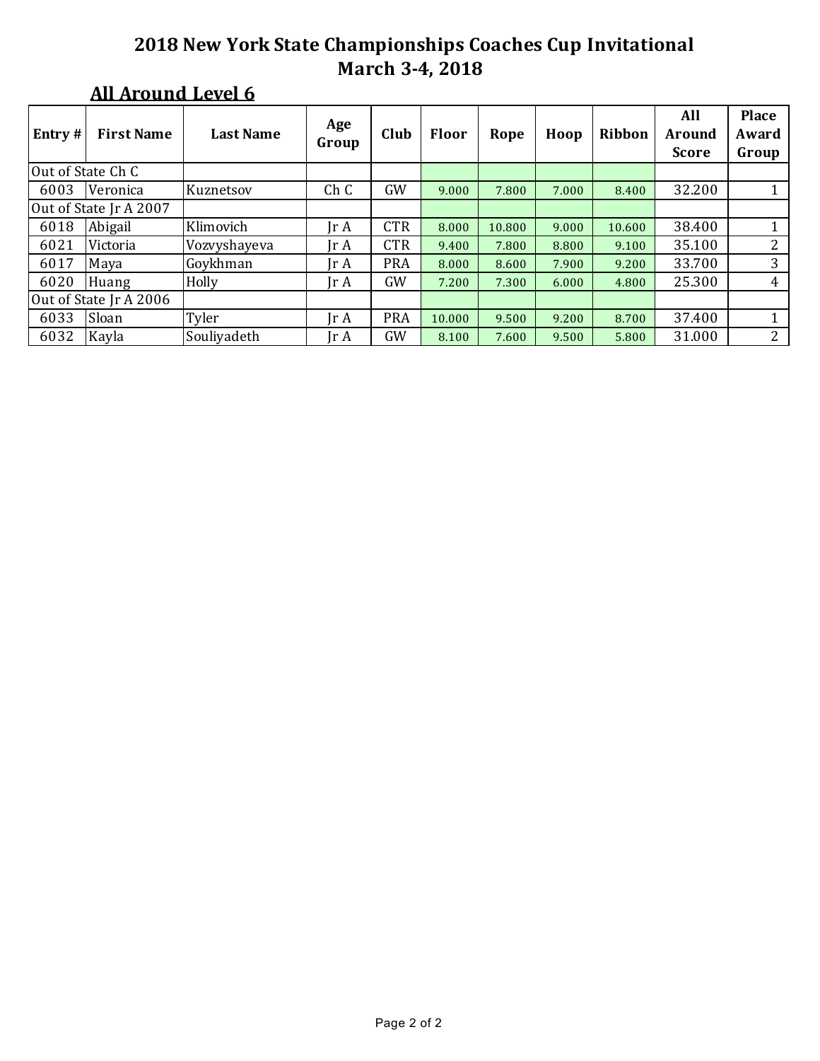# 2018 New York State Championships Coaches Cup Invitational
# March 3-4, 2018

## All Around Level 6

| Entry # | First Name | Last Name | Age Group | Club | Floor | Rope | Hoop | Ribbon | All Around Score | Place Award Group |
|---|---|---|---|---|---|---|---|---|---|---|
| Out of State Ch C | | | | | | | | | | |
| 6003 | Veronica | Kuznetsov | Ch C | GW | 9.000 | 7.800 | 7.000 | 8.400 | 32.200 | 1 |
| Out of State Jr A 2007 | | | | | | | | | | |
| 6018 | Abigail | Klimovich | Jr A | CTR | 8.000 | 10.800 | 9.000 | 10.600 | 38.400 | 1 |
| 6021 | Victoria | Vozvyshayeva | Jr A | CTR | 9.400 | 7.800 | 8.800 | 9.100 | 35.100 | 2 |
| 6017 | Maya | Goykhman | Jr A | PRA | 8.000 | 8.600 | 7.900 | 9.200 | 33.700 | 3 |
| 6020 | Huang | Holly | Jr A | GW | 7.200 | 7.300 | 6.000 | 4.800 | 25.300 | 4 |
| Out of State Jr A 2006 | | | | | | | | | | |
| 6033 | Sloan | Tyler | Jr A | PRA | 10.000 | 9.500 | 9.200 | 8.700 | 37.400 | 1 |
| 6032 | Kayla | Souliyadeth | Jr A | GW | 8.100 | 7.600 | 9.500 | 5.800 | 31.000 | 2 |